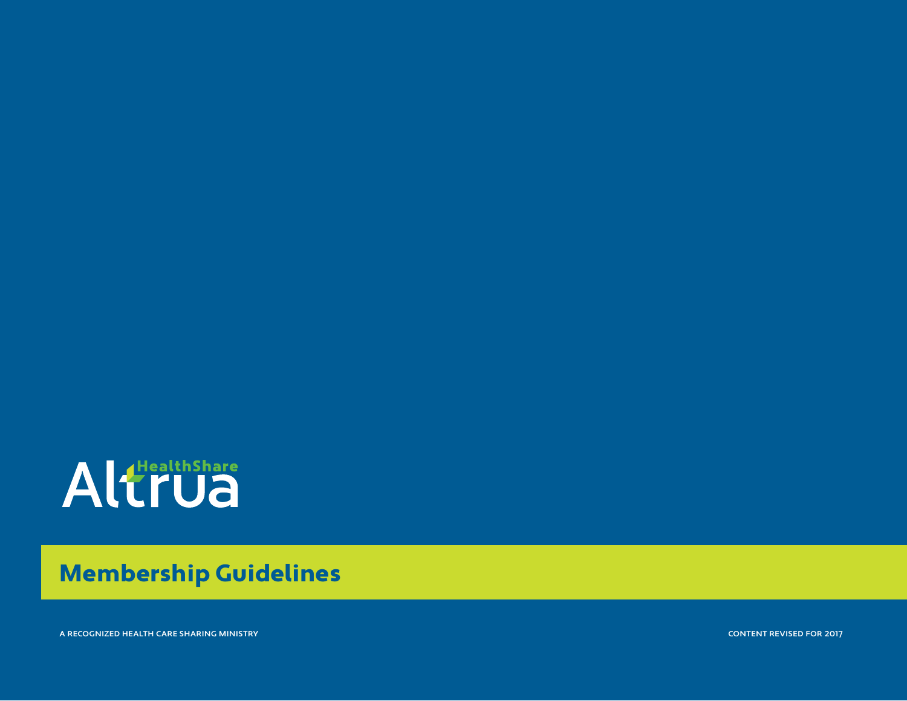Altrua HealthShare

# Membership Guidelines

A RECOGNIZED HEALTH CARE SHARING MINISTRY

CONTENT REVISED FOR 2017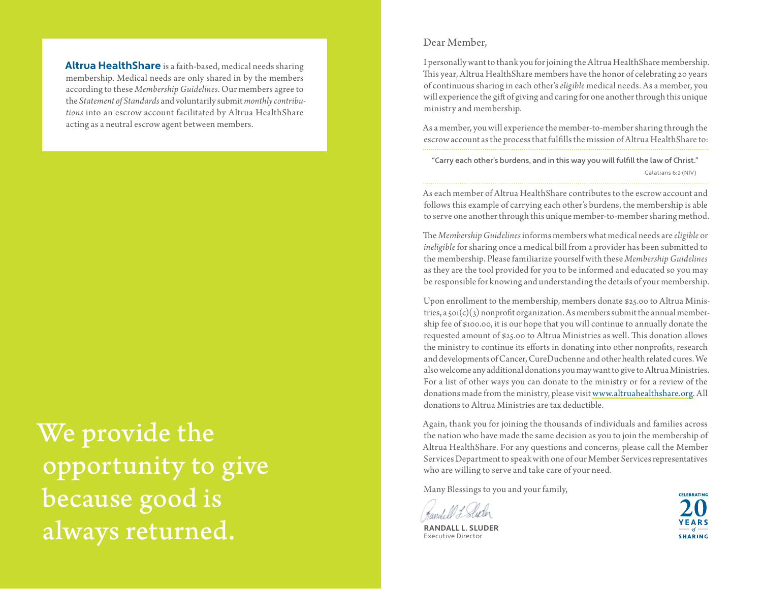**Altrua HealthShare** is a faith-based, medical needs sharing membership. Medical needs are only shared in by the members according to these *Membership Guidelines*. Our members agree to the *Statement of Standards* and voluntarily submit *monthly contributions* into an escrow account facilitated by Altrua HealthShare acting as a neutral escrow agent between members.

# We provide the opportunity to give because good is always returned.

Dear Member,

I personally want to thank you for joining the Altrua HealthShare membership. This year, Altrua HealthShare members have the honor of celebrating 20 years of continuous sharing in each other's *eligible* medical needs. As a member, you will experience the gift of giving and caring for one another through this unique ministry and membership.

As a member, you will experience the member-to-member sharing through the escrow account as the process that fulfills the mission of Altrua HealthShare to:

> "Carry each other's burdens, and in this way you will fulfill the law of Christ."
>
> Galatians 6:2 (NIV)

As each member of Altrua HealthShare contributes to the escrow account and follows this example of carrying each other's burdens, the membership is able to serve one another through this unique member-to-member sharing method.

The *Membership Guidelines* informs members what medical needs are *eligible* or *ineligible* for sharing once a medical bill from a provider has been submitted to the membership. Please familiarize yourself with these *Membership Guidelines* as they are the tool provided for you to be informed and educated so you may be responsible for knowing and understanding the details of your membership.

Upon enrollment to the membership, members donate $25.00 to Altrua Ministries, a 501(c)(3) nonprofit organization. As members submit the annual membership fee of $100.00, it is our hope that you will continue to annually donate the requested amount of $25.00 to Altrua Ministries as well. This donation allows the ministry to continue its efforts in donating into other nonprofits, research and developments of Cancer, CureDuchenne and other health related cures. We also welcome any additional donations you may want to give to Altrua Ministries. For a list of other ways you can donate to the ministry or for a review of the donations made from the ministry, please visit www.altruahealthshare.org. All donations to Altrua Ministries are tax deductible.

Again, thank you for joining the thousands of individuals and families across the nation who have made the same decision as you to join the membership of Altrua HealthShare. For any questions and concerns, please call the Member Services Department to speak with one of our Member Services representatives who are willing to serve and take care of your need.

Many Blessings to you and your family,

**RANDALL L. SLUDER**
Executive Director

CELEBRATING 20 YEARS of SHARING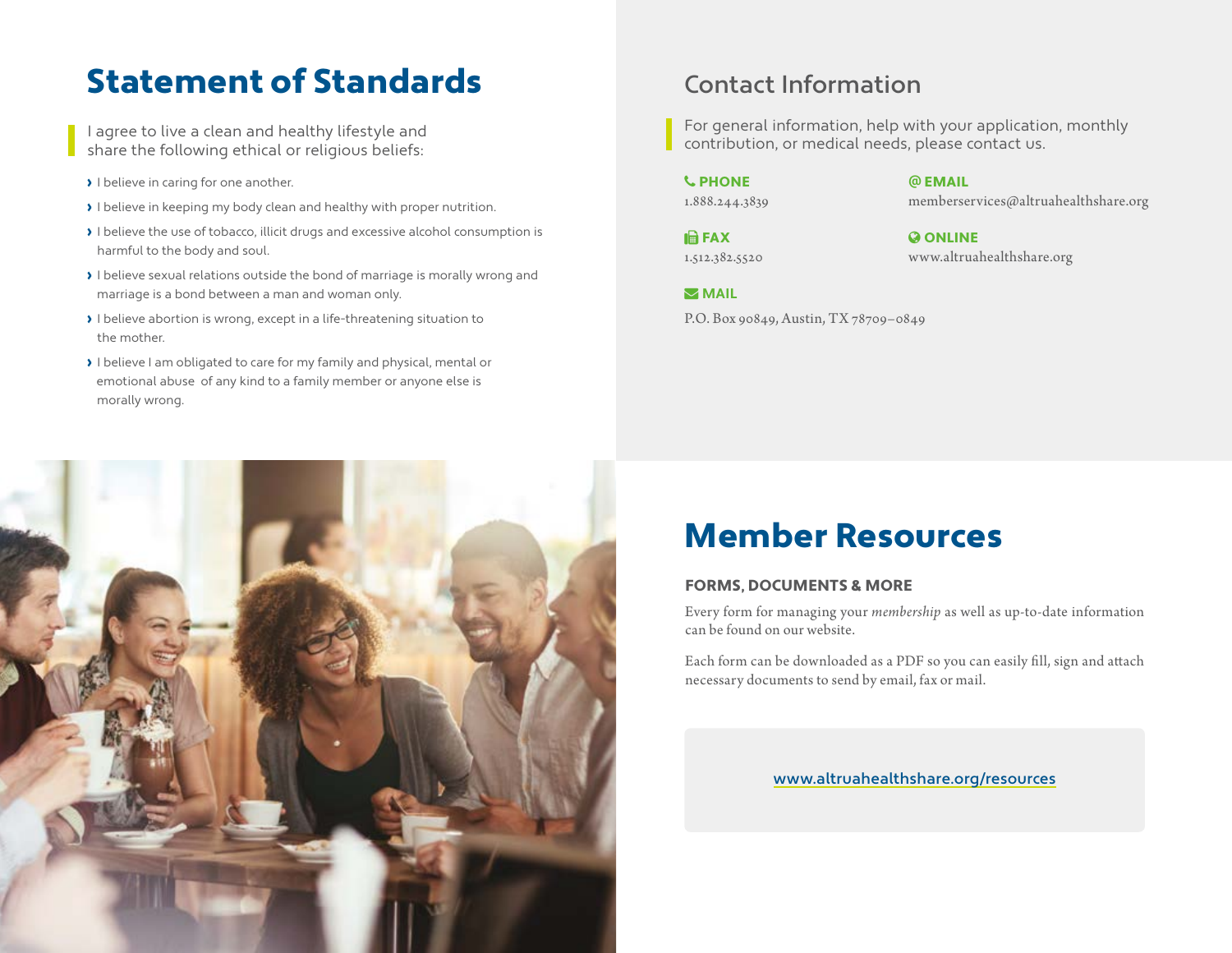# Statement of Standards

I agree to live a clean and healthy lifestyle and share the following ethical or religious beliefs:

- I believe in caring for one another.
- I believe in keeping my body clean and healthy with proper nutrition.
- I believe the use of tobacco, illicit drugs and excessive alcohol consumption is harmful to the body and soul.
- I believe sexual relations outside the bond of marriage is morally wrong and marriage is a bond between a man and woman only.
- I believe abortion is wrong, except in a life-threatening situation to the mother.
- I believe I am obligated to care for my family and physical, mental or emotional abuse of any kind to a family member or anyone else is morally wrong.

## Contact Information

For general information, help with your application, monthly contribution, or medical needs, please contact us.

**PHONE**
1.888.244.3839

**EMAIL**
memberservices@altruahealthshare.org

**FAX**
1.512.382.5520

**ONLINE**
www.altruahealthshare.org

**MAIL**
P.O. Box 90849, Austin, TX 78709–0849

# Member Resources

### FORMS, DOCUMENTS & MORE

Every form for managing your *membership* as well as up-to-date information can be found on our website.

Each form can be downloaded as a PDF so you can easily fill, sign and attach necessary documents to send by email, fax or mail.

www.altruahealthshare.org/resources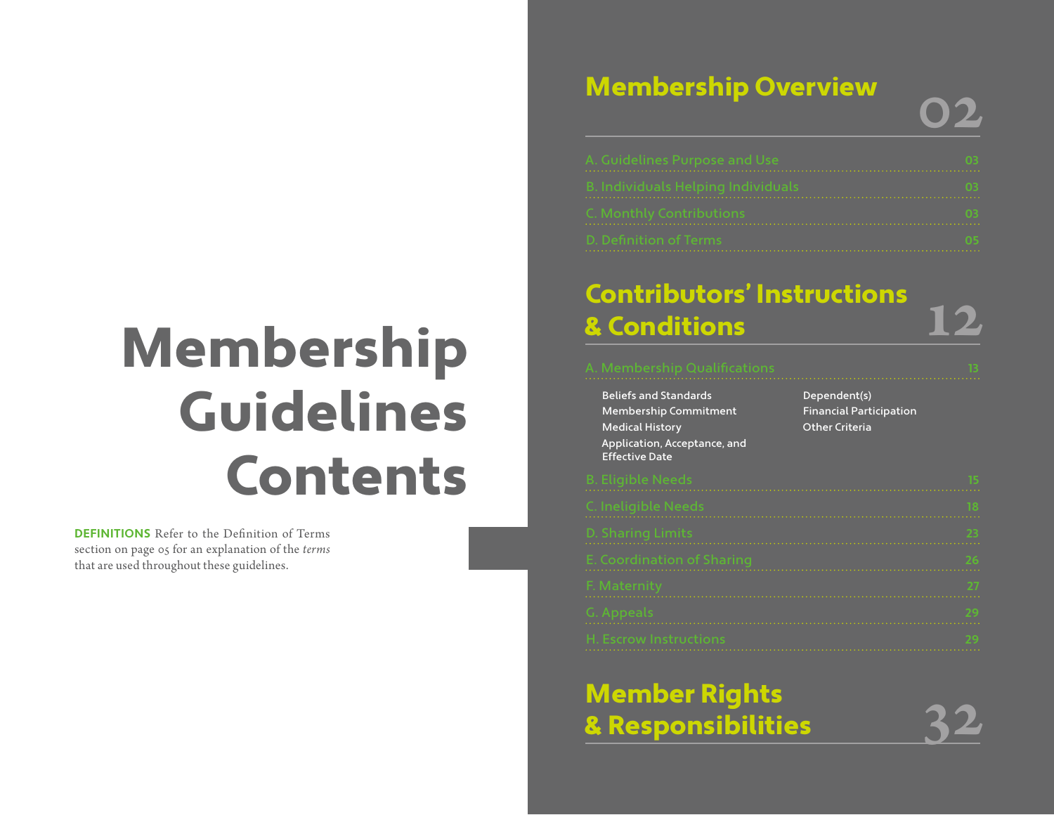# Membership Guidelines Contents

**DEFINITIONS** Refer to the Definition of Terms section on page 05 for an explanation of the *terms* that are used throughout these guidelines.

## Membership Overview — 02

| Section | Page |
|---|---|
| A. Guidelines Purpose and Use | 03 |
| B. Individuals Helping Individuals | 03 |
| C. Monthly Contributions | 03 |
| D. Definition of Terms | 05 |

## Contributors' Instructions & Conditions — 12

| Section | Page |
|---|---|
| A. Membership Qualifications | 13 |

- Beliefs and Standards
- Membership Commitment
- Medical History
- Application, Acceptance, and Effective Date
- Dependent(s)
- Financial Participation
- Other Criteria

| Section | Page |
|---|---|
| B. Eligible Needs | 15 |
| C. Ineligible Needs | 18 |
| D. Sharing Limits | 23 |
| E. Coordination of Sharing | 26 |
| F. Maternity | 27 |
| G. Appeals | 29 |
| H. Escrow Instructions | 29 |

## Member Rights & Responsibilities — 32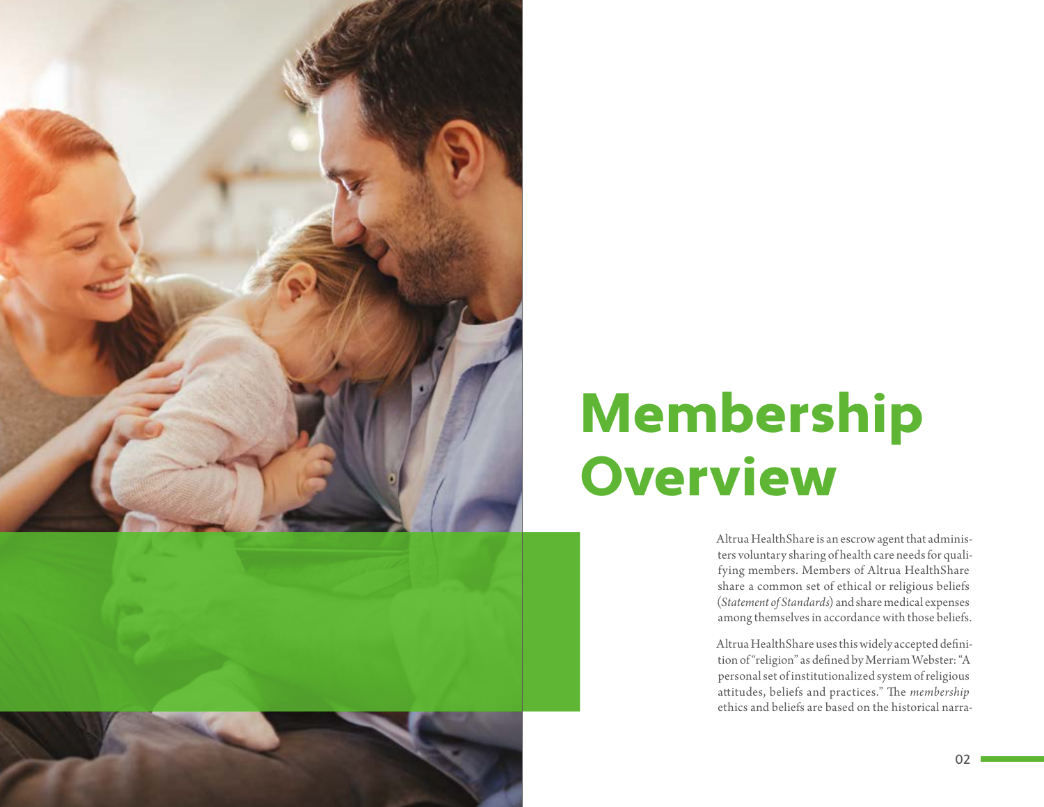# Membership Overview

Altrua HealthShare is an escrow agent that administers voluntary sharing of health care needs for qualifying members. Members of Altrua HealthShare share a common set of ethical or religious beliefs (*Statement of Standards*) and share medical expenses among themselves in accordance with those beliefs.

Altrua HealthShare uses this widely accepted definition of "religion" as defined by Merriam Webster: "A personal set of institutionalized system of religious attitudes, beliefs and practices." The *membership* ethics and beliefs are based on the historical narra-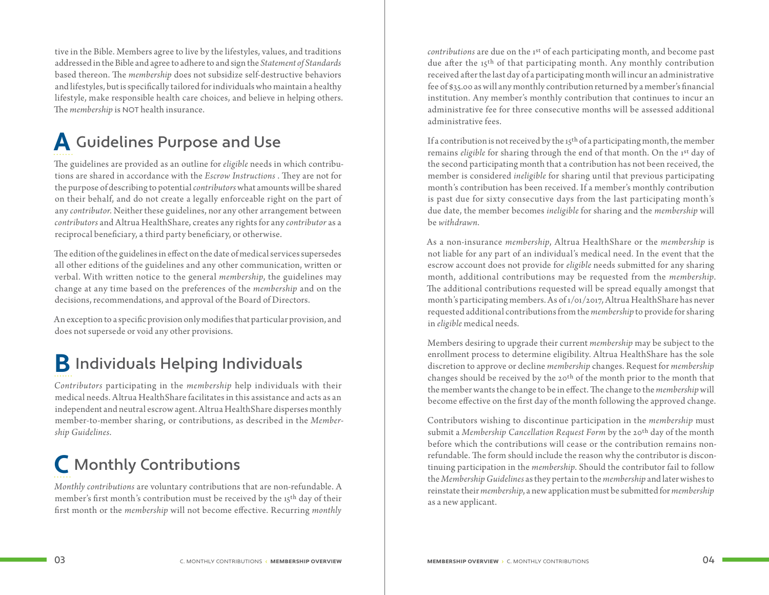tive in the Bible. Members agree to live by the lifestyles, values, and traditions addressed in the Bible and agree to adhere to and sign the *Statement of Standards* based thereon. The *membership* does not subsidize self-destructive behaviors and lifestyles, but is specifically tailored for individuals who maintain a healthy lifestyle, make responsible health care choices, and believe in helping others. The *membership* is NOT health insurance.

## A Guidelines Purpose and Use

The guidelines are provided as an outline for *eligible* needs in which contributions are shared in accordance with the *Escrow Instructions* . They are not for the purpose of describing to potential *contributors* what amounts will be shared on their behalf, and do not create a legally enforceable right on the part of any *contributor*. Neither these guidelines, nor any other arrangement between *contributors* and Altrua HealthShare, creates any rights for any *contributor* as a reciprocal beneficiary, a third party beneficiary, or otherwise.

The edition of the guidelines in effect on the date of medical services supersedes all other editions of the guidelines and any other communication, written or verbal. With written notice to the general *membership*, the guidelines may change at any time based on the preferences of the *membership* and on the decisions, recommendations, and approval of the Board of Directors.

An exception to a specific provision only modifies that particular provision, and does not supersede or void any other provisions.

## B Individuals Helping Individuals

*Contributors* participating in the *membership* help individuals with their medical needs. Altrua HealthShare facilitates in this assistance and acts as an independent and neutral escrow agent. Altrua HealthShare disperses monthly member-to-member sharing, or contributions, as described in the *Membership Guidelines*.

## C Monthly Contributions

*Monthly contributions* are voluntary contributions that are non-refundable. A member's first month's contribution must be received by the 15th day of their first month or the *membership* will not become effective. Recurring *monthly contributions* are due on the 1st of each participating month, and become past due after the 15th of that participating month. Any monthly contribution received after the last day of a participating month will incur an administrative fee of $35.00 as will any monthly contribution returned by a member's financial institution. Any member's monthly contribution that continues to incur an administrative fee for three consecutive months will be assessed additional administrative fees.

If a contribution is not received by the 15th of a participating month, the member remains *eligible* for sharing through the end of that month. On the 1st day of the second participating month that a contribution has not been received, the member is considered *ineligible* for sharing until that previous participating month's contribution has been received. If a member's monthly contribution is past due for sixty consecutive days from the last participating month's due date, the member becomes *ineligible* for sharing and the *membership* will be *withdrawn*.

As a non-insurance *membership*, Altrua HealthShare or the *membership* is not liable for any part of an individual's medical need. In the event that the escrow account does not provide for *eligible* needs submitted for any sharing month, additional contributions may be requested from the *membership*. The additional contributions requested will be spread equally amongst that month's participating members. As of 1/01/2017, Altrua HealthShare has never requested additional contributions from the *membership* to provide for sharing in *eligible* medical needs.

Members desiring to upgrade their current *membership* may be subject to the enrollment process to determine eligibility. Altrua HealthShare has the sole discretion to approve or decline *membership* changes. Request for *membership* changes should be received by the 20th of the month prior to the month that the member wants the change to be in effect. The change to the *membership* will become effective on the first day of the month following the approved change.

Contributors wishing to discontinue participation in the *membership* must submit a *Membership Cancellation Request Form* by the 20th day of the month before which the contributions will cease or the contribution remains non-refundable. The form should include the reason why the contributor is discontinuing participation in the *membership*. Should the contributor fail to follow the *Membership Guidelines* as they pertain to the *membership* and later wishes to reinstate their *membership*, a new application must be submitted for *membership* as a new applicant.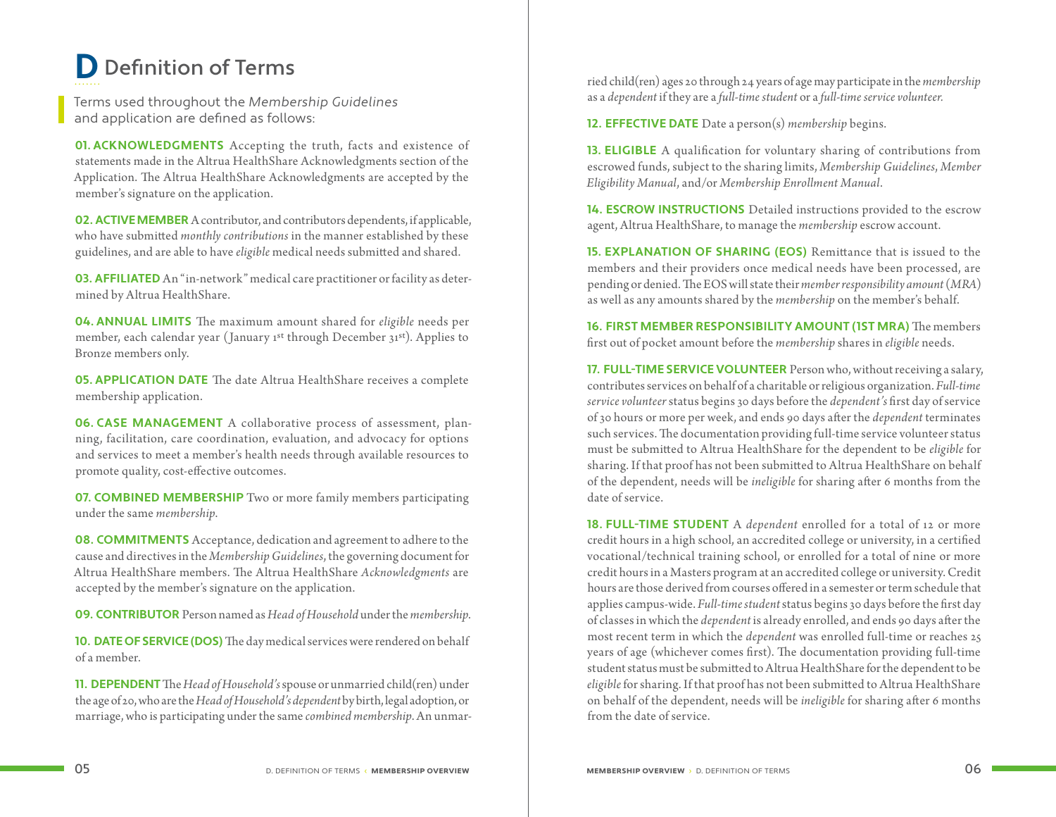# D Definition of Terms

Terms used throughout the *Membership Guidelines* and application are defined as follows:

**01. ACKNOWLEDGMENTS** Accepting the truth, facts and existence of statements made in the Altrua HealthShare Acknowledgments section of the Application. The Altrua HealthShare Acknowledgments are accepted by the member's signature on the application.

**02. ACTIVE MEMBER** A contributor, and contributors dependents, if applicable, who have submitted *monthly contributions* in the manner established by these guidelines, and are able to have *eligible* medical needs submitted and shared.

**03. AFFILIATED** An "in-network" medical care practitioner or facility as determined by Altrua HealthShare.

**04. ANNUAL LIMITS** The maximum amount shared for *eligible* needs per member, each calendar year (January 1st through December 31st). Applies to Bronze members only.

**05. APPLICATION DATE** The date Altrua HealthShare receives a complete membership application.

**06. CASE MANAGEMENT** A collaborative process of assessment, planning, facilitation, care coordination, evaluation, and advocacy for options and services to meet a member's health needs through available resources to promote quality, cost-effective outcomes.

**07. COMBINED MEMBERSHIP** Two or more family members participating under the same *membership*.

**08. COMMITMENTS** Acceptance, dedication and agreement to adhere to the cause and directives in the *Membership Guidelines*, the governing document for Altrua HealthShare members. The Altrua HealthShare *Acknowledgments* are accepted by the member's signature on the application.

**09. CONTRIBUTOR** Person named as *Head of Household* under the *membership*.

**10. DATE OF SERVICE (DOS)** The day medical services were rendered on behalf of a member.

**11. DEPENDENT** The *Head of Household's* spouse or unmarried child(ren) under the age of 20, who are the *Head of Household's dependent* by birth, legal adoption, or marriage, who is participating under the same *combined membership*. An unmarried child(ren) ages 20 through 24 years of age may participate in the *membership* as a *dependent* if they are a *full-time student* or a *full-time service volunteer.*

**12. EFFECTIVE DATE** Date a person(s) *membership* begins.

**13. ELIGIBLE** A qualification for voluntary sharing of contributions from escrowed funds, subject to the sharing limits, *Membership Guidelines*, *Member Eligibility Manual*, and/or *Membership Enrollment Manual*.

**14. ESCROW INSTRUCTIONS** Detailed instructions provided to the escrow agent, Altrua HealthShare, to manage the *membership* escrow account.

**15. EXPLANATION OF SHARING (EOS)** Remittance that is issued to the members and their providers once medical needs have been processed, are pending or denied. The EOS will state their *member responsibility amount* (*MRA*) as well as any amounts shared by the *membership* on the member's behalf.

**16. FIRST MEMBER RESPONSIBILITY AMOUNT (1ST MRA)** The members first out of pocket amount before the *membership* shares in *eligible* needs.

**17. FULL-TIME SERVICE VOLUNTEER** Person who, without receiving a salary, contributes services on behalf of a charitable or religious organization. *Full-time service volunteer* status begins 30 days before the *dependent's* first day of service of 30 hours or more per week, and ends 90 days after the *dependent* terminates such services. The documentation providing full-time service volunteer status must be submitted to Altrua HealthShare for the dependent to be *eligible* for sharing. If that proof has not been submitted to Altrua HealthShare on behalf of the dependent, needs will be *ineligible* for sharing after 6 months from the date of service.

**18. FULL-TIME STUDENT** A *dependent* enrolled for a total of 12 or more credit hours in a high school, an accredited college or university, in a certified vocational/technical training school, or enrolled for a total of nine or more credit hours in a Masters program at an accredited college or university. Credit hours are those derived from courses offered in a semester or term schedule that applies campus-wide. *Full-time student* status begins 30 days before the first day of classes in which the *dependent* is already enrolled, and ends 90 days after the most recent term in which the *dependent* was enrolled full-time or reaches 25 years of age (whichever comes first). The documentation providing full-time student status must be submitted to Altrua HealthShare for the dependent to be *eligible* for sharing. If that proof has not been submitted to Altrua HealthShare on behalf of the dependent, needs will be *ineligible* for sharing after 6 months from the date of service.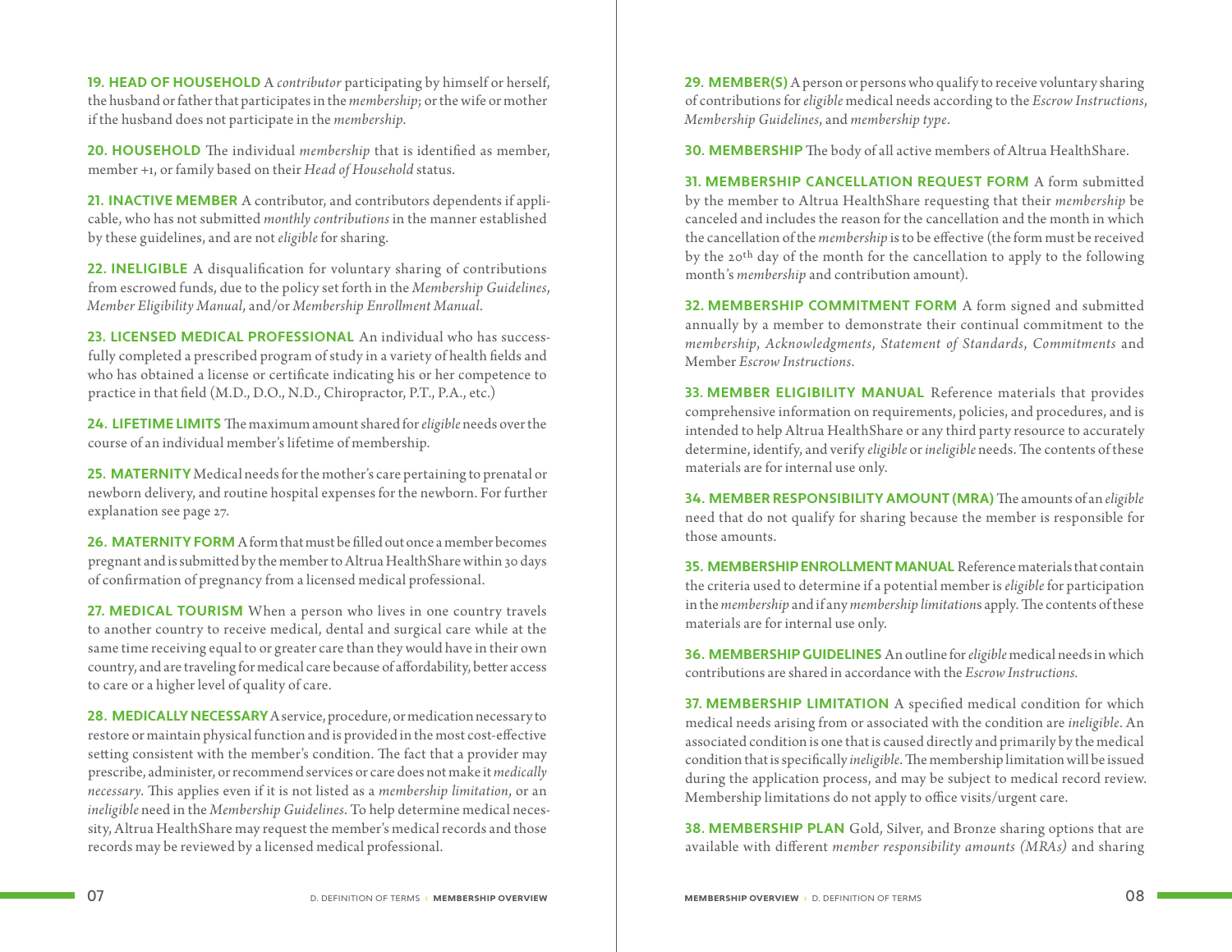**19. HEAD OF HOUSEHOLD** A *contributor* participating by himself or herself, the husband or father that participates in the *membership*; or the wife or mother if the husband does not participate in the *membership*.

**20. HOUSEHOLD** The individual *membership* that is identified as member, member +1, or family based on their *Head of Household* status.

**21. INACTIVE MEMBER** A contributor, and contributors dependents if applicable, who has not submitted *monthly contributions* in the manner established by these guidelines, and are not *eligible* for sharing.

**22. INELIGIBLE** A disqualification for voluntary sharing of contributions from escrowed funds, due to the policy set forth in the *Membership Guidelines*, *Member Eligibility Manual*, and/or *Membership Enrollment Manual*.

**23. LICENSED MEDICAL PROFESSIONAL** An individual who has successfully completed a prescribed program of study in a variety of health fields and who has obtained a license or certificate indicating his or her competence to practice in that field (M.D., D.O., N.D., Chiropractor, P.T., P.A., etc.)

**24. LIFETIME LIMITS** The maximum amount shared for *eligible* needs over the course of an individual member's lifetime of membership.

**25. MATERNITY** Medical needs for the mother's care pertaining to prenatal or newborn delivery, and routine hospital expenses for the newborn. For further explanation see page 27.

**26. MATERNITY FORM** A form that must be filled out once a member becomes pregnant and is submitted by the member to Altrua HealthShare within 30 days of confirmation of pregnancy from a licensed medical professional.

**27. MEDICAL TOURISM** When a person who lives in one country travels to another country to receive medical, dental and surgical care while at the same time receiving equal to or greater care than they would have in their own country, and are traveling for medical care because of affordability, better access to care or a higher level of quality of care.

**28. MEDICALLY NECESSARY** A service, procedure, or medication necessary to restore or maintain physical function and is provided in the most cost-effective setting consistent with the member's condition. The fact that a provider may prescribe, administer, or recommend services or care does not make it *medically necessary*. This applies even if it is not listed as a *membership limitation*, or an *ineligible* need in the *Membership Guidelines*. To help determine medical necessity, Altrua HealthShare may request the member's medical records and those records may be reviewed by a licensed medical professional.

**29. MEMBER(S)** A person or persons who qualify to receive voluntary sharing of contributions for *eligible* medical needs according to the *Escrow Instructions*, *Membership Guidelines*, and *membership type*.

**30. MEMBERSHIP** The body of all active members of Altrua HealthShare.

**31. MEMBERSHIP CANCELLATION REQUEST FORM** A form submitted by the member to Altrua HealthShare requesting that their *membership* be canceled and includes the reason for the cancellation and the month in which the cancellation of the *membership* is to be effective (the form must be received by the 20th day of the month for the cancellation to apply to the following month's *membership* and contribution amount).

**32. MEMBERSHIP COMMITMENT FORM** A form signed and submitted annually by a member to demonstrate their continual commitment to the *membership*, *Acknowledgments*, *Statement of Standards*, *Commitments* and Member *Escrow Instructions*.

**33. MEMBER ELIGIBILITY MANUAL** Reference materials that provides comprehensive information on requirements, policies, and procedures, and is intended to help Altrua HealthShare or any third party resource to accurately determine, identify, and verify *eligible* or *ineligible* needs. The contents of these materials are for internal use only.

**34. MEMBER RESPONSIBILITY AMOUNT (MRA)** The amounts of an *eligible* need that do not qualify for sharing because the member is responsible for those amounts.

**35. MEMBERSHIP ENROLLMENT MANUAL** Reference materials that contain the criteria used to determine if a potential member is *eligible* for participation in the *membership* and if any *membership limitations* apply. The contents of these materials are for internal use only.

**36. MEMBERSHIP GUIDELINES** An outline for *eligible* medical needs in which contributions are shared in accordance with the *Escrow Instructions*.

**37. MEMBERSHIP LIMITATION** A specified medical condition for which medical needs arising from or associated with the condition are *ineligible*. An associated condition is one that is caused directly and primarily by the medical condition that is specifically *ineligible*. The membership limitation will be issued during the application process, and may be subject to medical record review. Membership limitations do not apply to office visits/urgent care.

**38. MEMBERSHIP PLAN** Gold, Silver, and Bronze sharing options that are available with different *member responsibility amounts (MRAs)* and sharing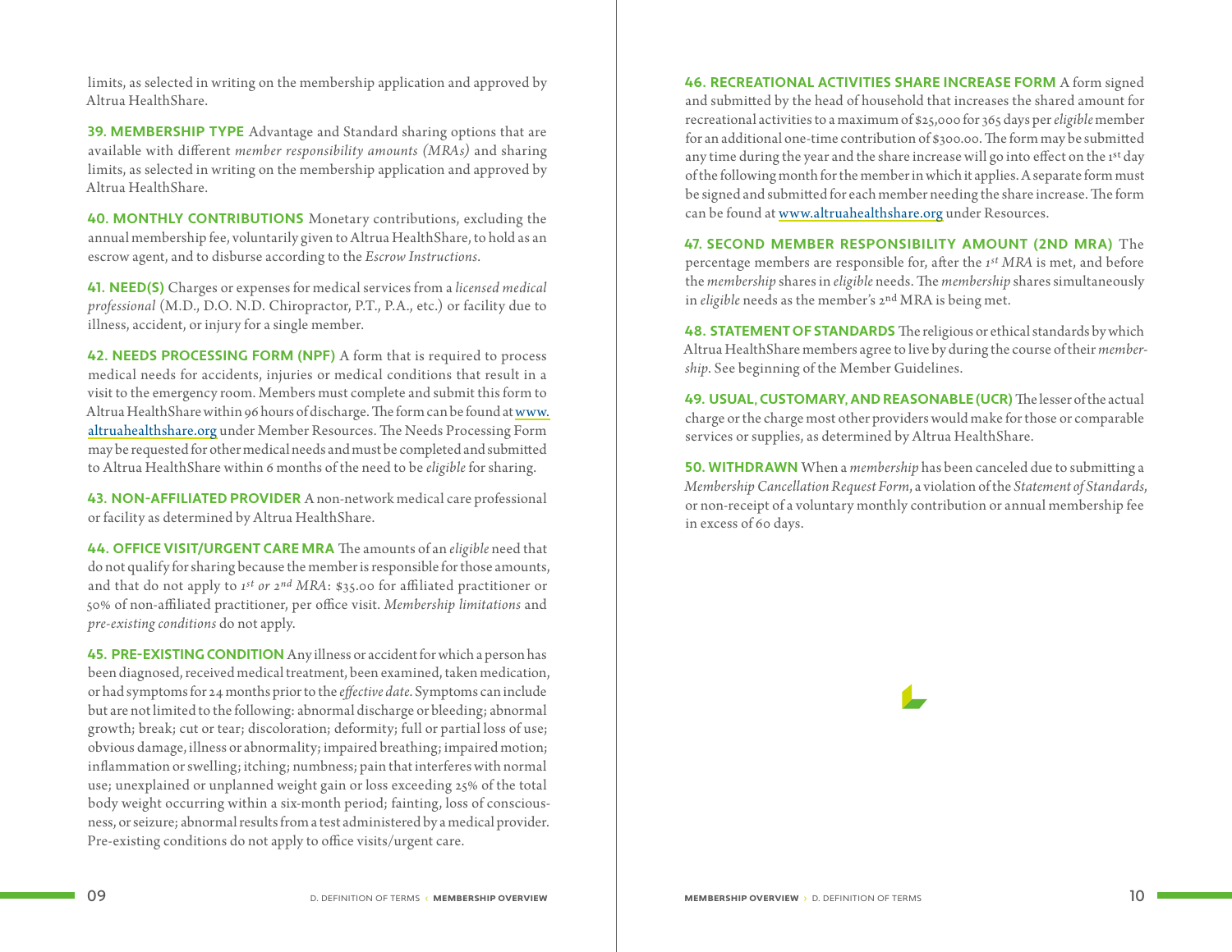limits, as selected in writing on the membership application and approved by Altrua HealthShare.

**39. MEMBERSHIP TYPE** Advantage and Standard sharing options that are available with different *member responsibility amounts (MRAs)* and sharing limits, as selected in writing on the membership application and approved by Altrua HealthShare.

**40. MONTHLY CONTRIBUTIONS** Monetary contributions, excluding the annual membership fee, voluntarily given to Altrua HealthShare, to hold as an escrow agent, and to disburse according to the *Escrow Instructions*.

**41. NEED(S)** Charges or expenses for medical services from a *licensed medical professional* (M.D., D.O. N.D. Chiropractor, P.T., P.A., etc.) or facility due to illness, accident, or injury for a single member.

**42. NEEDS PROCESSING FORM (NPF)** A form that is required to process medical needs for accidents, injuries or medical conditions that result in a visit to the emergency room. Members must complete and submit this form to Altrua HealthShare within 96 hours of discharge. The form can be found at www.altruahealthshare.org under Member Resources. The Needs Processing Form may be requested for other medical needs and must be completed and submitted to Altrua HealthShare within 6 months of the need to be *eligible* for sharing.

**43. NON-AFFILIATED PROVIDER** A non-network medical care professional or facility as determined by Altrua HealthShare.

**44. OFFICE VISIT/URGENT CARE MRA** The amounts of an *eligible* need that do not qualify for sharing because the member is responsible for those amounts, and that do not apply to *1st or 2nd MRA*: $35.00 for affiliated practitioner or 50% of non-affiliated practitioner, per office visit. *Membership limitations* and *pre-existing conditions* do not apply.

**45. PRE-EXISTING CONDITION** Any illness or accident for which a person has been diagnosed, received medical treatment, been examined, taken medication, or had symptoms for 24 months prior to the *effective date.* Symptoms can include but are not limited to the following: abnormal discharge or bleeding; abnormal growth; break; cut or tear; discoloration; deformity; full or partial loss of use; obvious damage, illness or abnormality; impaired breathing; impaired motion; inflammation or swelling; itching; numbness; pain that interferes with normal use; unexplained or unplanned weight gain or loss exceeding 25% of the total body weight occurring within a six-month period; fainting, loss of consciousness, or seizure; abnormal results from a test administered by a medical provider. Pre-existing conditions do not apply to office visits/urgent care.

**46. RECREATIONAL ACTIVITIES SHARE INCREASE FORM** A form signed and submitted by the head of household that increases the shared amount for recreational activities to a maximum of $25,000 for 365 days per *eligible* member for an additional one-time contribution of $300.00. The form may be submitted any time during the year and the share increase will go into effect on the 1st day of the following month for the member in which it applies. A separate form must be signed and submitted for each member needing the share increase. The form can be found at www.altruahealthshare.org under Resources.

**47. SECOND MEMBER RESPONSIBILITY AMOUNT (2ND MRA)** The percentage members are responsible for, after the *1st MRA* is met, and before the *membership* shares in *eligible* needs. The *membership* shares simultaneously in *eligible* needs as the member's 2nd MRA is being met.

**48. STATEMENT OF STANDARDS** The religious or ethical standards by which Altrua HealthShare members agree to live by during the course of their *membership*. See beginning of the Member Guidelines.

**49. USUAL, CUSTOMARY, AND REASONABLE (UCR)** The lesser of the actual charge or the charge most other providers would make for those or comparable services or supplies, as determined by Altrua HealthShare.

**50. WITHDRAWN** When a *membership* has been canceled due to submitting a *Membership Cancellation Request Form*, a violation of the *Statement of Standards*, or non-receipt of a voluntary monthly contribution or annual membership fee in excess of 60 days.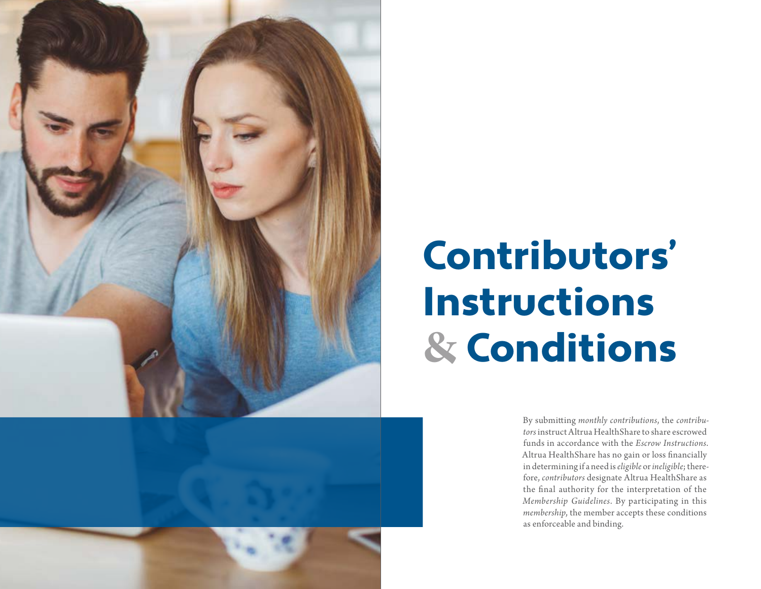# Contributors' Instructions & Conditions

By submitting *monthly contributions*, the *contributors* instruct Altrua HealthShare to share escrowed funds in accordance with the *Escrow Instructions*. Altrua HealthShare has no gain or loss financially in determining if a need is *eligible* or *ineligible*; therefore, *contributors* designate Altrua HealthShare as the final authority for the interpretation of the *Membership Guidelines*. By participating in this *membership*, the member accepts these conditions as enforceable and binding.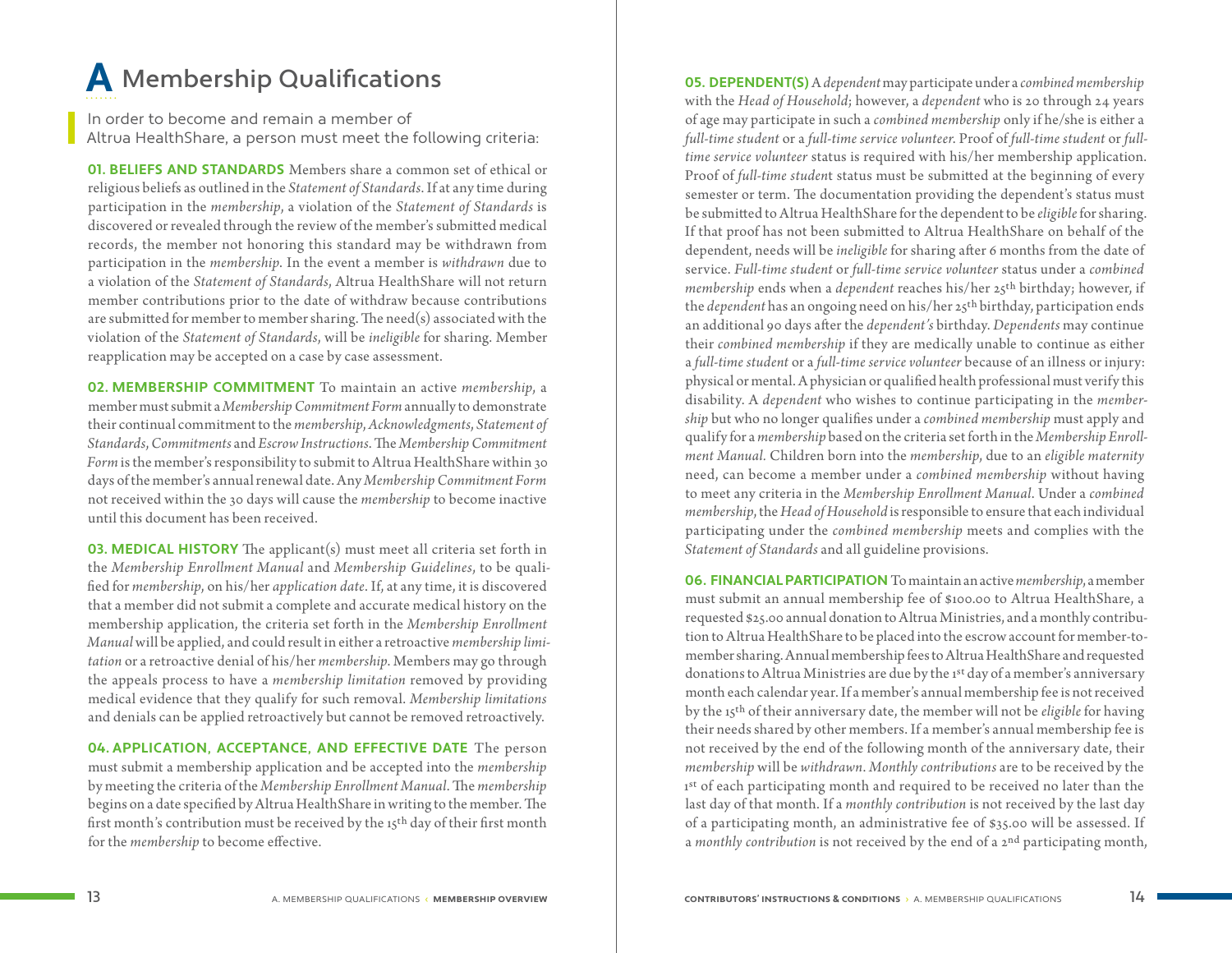# A Membership Qualifications

In order to become and remain a member of Altrua HealthShare, a person must meet the following criteria:

**01. BELIEFS AND STANDARDS** Members share a common set of ethical or religious beliefs as outlined in the *Statement of Standards*. If at any time during participation in the *membership*, a violation of the *Statement of Standards* is discovered or revealed through the review of the member's submitted medical records, the member not honoring this standard may be withdrawn from participation in the *membership*. In the event a member is *withdrawn* due to a violation of the *Statement of Standards*, Altrua HealthShare will not return member contributions prior to the date of withdraw because contributions are submitted for member to member sharing. The need(s) associated with the violation of the *Statement of Standards*, will be *ineligible* for sharing. Member reapplication may be accepted on a case by case assessment.

**02. MEMBERSHIP COMMITMENT** To maintain an active *membership*, a member must submit a *Membership Commitment Form* annually to demonstrate their continual commitment to the *membership*, *Acknowledgments*, *Statement of Standards*, *Commitments* and *Escrow Instructions*. The *Membership Commitment Form* is the member's responsibility to submit to Altrua HealthShare within 30 days of the member's annual renewal date. Any *Membership Commitment Form* not received within the 30 days will cause the *membership* to become inactive until this document has been received.

**03. MEDICAL HISTORY** The applicant(s) must meet all criteria set forth in the *Membership Enrollment Manual* and *Membership Guidelines*, to be qualified for *membership*, on his/her *application date*. If, at any time, it is discovered that a member did not submit a complete and accurate medical history on the membership application, the criteria set forth in the *Membership Enrollment Manual* will be applied, and could result in either a retroactive *membership limitation* or a retroactive denial of his/her *membership*. Members may go through the appeals process to have a *membership limitation* removed by providing medical evidence that they qualify for such removal. *Membership limitations* and denials can be applied retroactively but cannot be removed retroactively.

**04. APPLICATION, ACCEPTANCE, AND EFFECTIVE DATE** The person must submit a membership application and be accepted into the *membership* by meeting the criteria of the *Membership Enrollment Manual*. The *membership* begins on a date specified by Altrua HealthShare in writing to the member. The first month's contribution must be received by the 15th day of their first month for the *membership* to become effective.

**05. DEPENDENT(S)** A *dependent* may participate under a *combined membership* with the *Head of Household*; however, a *dependent* who is 20 through 24 years of age may participate in such a *combined membership* only if he/she is either a *full-time student* or a *full-time service volunteer*. Proof of *full-time student* or *full-time service volunteer* status is required with his/her membership application. Proof of *full-time student* status must be submitted at the beginning of every semester or term. The documentation providing the dependent's status must be submitted to Altrua HealthShare for the dependent to be *eligible* for sharing. If that proof has not been submitted to Altrua HealthShare on behalf of the dependent, needs will be *ineligible* for sharing after 6 months from the date of service. *Full-time student* or *full-time service volunteer* status under a *combined membership* ends when a *dependent* reaches his/her 25th birthday; however, if the *dependent* has an ongoing need on his/her 25th birthday, participation ends an additional 90 days after the *dependent's* birthday. *Dependents* may continue their *combined membership* if they are medically unable to continue as either a *full-time student* or a *full-time service volunteer* because of an illness or injury: physical or mental. A physician or qualified health professional must verify this disability. A *dependent* who wishes to continue participating in the *membership* but who no longer qualifies under a *combined membership* must apply and qualify for a *membership* based on the criteria set forth in the *Membership Enrollment Manual.* Children born into the *membership*, due to an *eligible maternity* need, can become a member under a *combined membership* without having to meet any criteria in the *Membership Enrollment Manual*. Under a *combined membership*, the *Head of Household* is responsible to ensure that each individual participating under the *combined membership* meets and complies with the *Statement of Standards* and all guideline provisions.

**06. FINANCIAL PARTICIPATION** To maintain an active *membership*, a member must submit an annual membership fee of $100.00 to Altrua HealthShare, a requested $25.00 annual donation to Altrua Ministries, and a monthly contribution to Altrua HealthShare to be placed into the escrow account for member-to-member sharing. Annual membership fees to Altrua HealthShare and requested donations to Altrua Ministries are due by the 1st day of a member's anniversary month each calendar year. If a member's annual membership fee is not received by the 15th of their anniversary date, the member will not be *eligible* for having their needs shared by other members. If a member's annual membership fee is not received by the end of the following month of the anniversary date, their *membership* will be *withdrawn*. *Monthly contributions* are to be received by the 1st of each participating month and required to be received no later than the last day of that month. If a *monthly contribution* is not received by the last day of a participating month, an administrative fee of $35.00 will be assessed. If a *monthly contribution* is not received by the end of a 2nd participating month,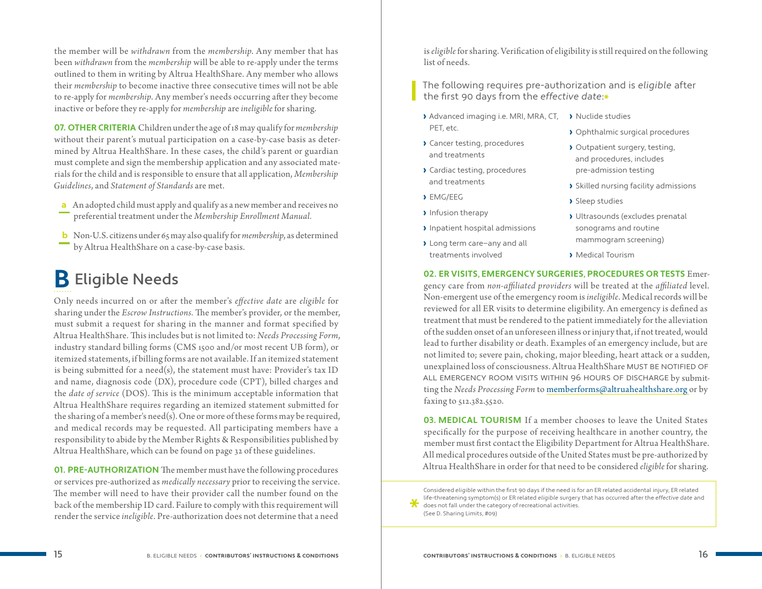the member will be *withdrawn* from the *membership*. Any member that has been *withdrawn* from the *membership* will be able to re-apply under the terms outlined to them in writing by Altrua HealthShare. Any member who allows their *membership* to become inactive three consecutive times will not be able to re-apply for *membership*. Any member's needs occurring after they become inactive or before they re-apply for *membership* are *ineligible* for sharing.

**07. OTHER CRITERIA** Children under the age of 18 may qualify for *membership* without their parent's mutual participation on a case-by-case basis as determined by Altrua HealthShare. In these cases, the child's parent or guardian must complete and sign the membership application and any associated materials for the child and is responsible to ensure that all application, *Membership Guidelines*, and *Statement of Standards* are met.

**a** An adopted child must apply and qualify as a new member and receives no preferential treatment under the *Membership Enrollment Manual.*

**b** Non-U.S. citizens under 65 may also qualify for *membership*, as determined by Altrua HealthShare on a case-by-case basis.

# B Eligible Needs

Only needs incurred on or after the member's *effective date* are *eligible* for sharing under the *Escrow Instructions.* The member's provider, or the member, must submit a request for sharing in the manner and format specified by Altrua HealthShare. This includes but is not limited to: *Needs Processing Form*, industry standard billing forms (CMS 1500 and/or most recent UB form), or itemized statements, if billing forms are not available. If an itemized statement is being submitted for a need(s), the statement must have: Provider's tax ID and name, diagnosis code (DX), procedure code (CPT), billed charges and the *date of service* (DOS). This is the minimum acceptable information that Altrua HealthShare requires regarding an itemized statement submitted for the sharing of a member's need(s). One or more of these forms may be required, and medical records may be requested. All participating members have a responsibility to abide by the Member Rights & Responsibilities published by Altrua HealthShare, which can be found on page 32 of these guidelines.

**01. PRE-AUTHORIZATION** The member must have the following procedures or services pre-authorized as *medically necessary* prior to receiving the service. The member will need to have their provider call the number found on the back of the membership ID card. Failure to comply with this requirement will render the service *ineligible*. Pre-authorization does not determine that a need is *eligible* for sharing. Verification of eligibility is still required on the following list of needs.

The following requires pre-authorization and is *eligible* after the first 90 days from the *effective date*:*

- Advanced imaging i.e. MRI, MRA, CT, PET, etc.
- Cancer testing, procedures and treatments
- Cardiac testing, procedures and treatments
- EMG/EEG
- Infusion therapy
- Inpatient hospital admissions
- Long term care–any and all treatments involved
- Nuclide studies
- Ophthalmic surgical procedures
- Outpatient surgery, testing, and procedures, includes pre-admission testing
- Skilled nursing facility admissions
- Sleep studies
- Ultrasounds (excludes prenatal sonograms and routine mammogram screening)
- Medical Tourism

**02. ER VISITS, EMERGENCY SURGERIES, PROCEDURES OR TESTS** Emergency care from *non-affiliated providers* will be treated at the *affiliated* level. Non-emergent use of the emergency room is *ineligible*. Medical records will be reviewed for all ER visits to determine eligibility. An emergency is defined as treatment that must be rendered to the patient immediately for the alleviation of the sudden onset of an unforeseen illness or injury that, if not treated, would lead to further disability or death. Examples of an emergency include, but are not limited to; severe pain, choking, major bleeding, heart attack or a sudden, unexplained loss of consciousness. Altrua HealthShare MUST BE NOTIFIED OF ALL EMERGENCY ROOM VISITS WITHIN 96 HOURS OF DISCHARGE by submitting the *Needs Processing Form* to memberforms@altruahealthshare.org or by faxing to 512.382.5520.

**03. MEDICAL TOURISM** If a member chooses to leave the United States specifically for the purpose of receiving healthcare in another country, the member must first contact the Eligibility Department for Altrua HealthShare. All medical procedures outside of the United States must be pre-authorized by Altrua HealthShare in order for that need to be considered *eligible* for sharing.

* Considered *eligible* within the first 90 days if the need is for an ER related accidental injury, ER related life-threatening symptom(s) or ER related *eligible* surgery that has occurred after the *effective date* and does not fall under the category of recreational activities. (See D. Sharing Limits, #09)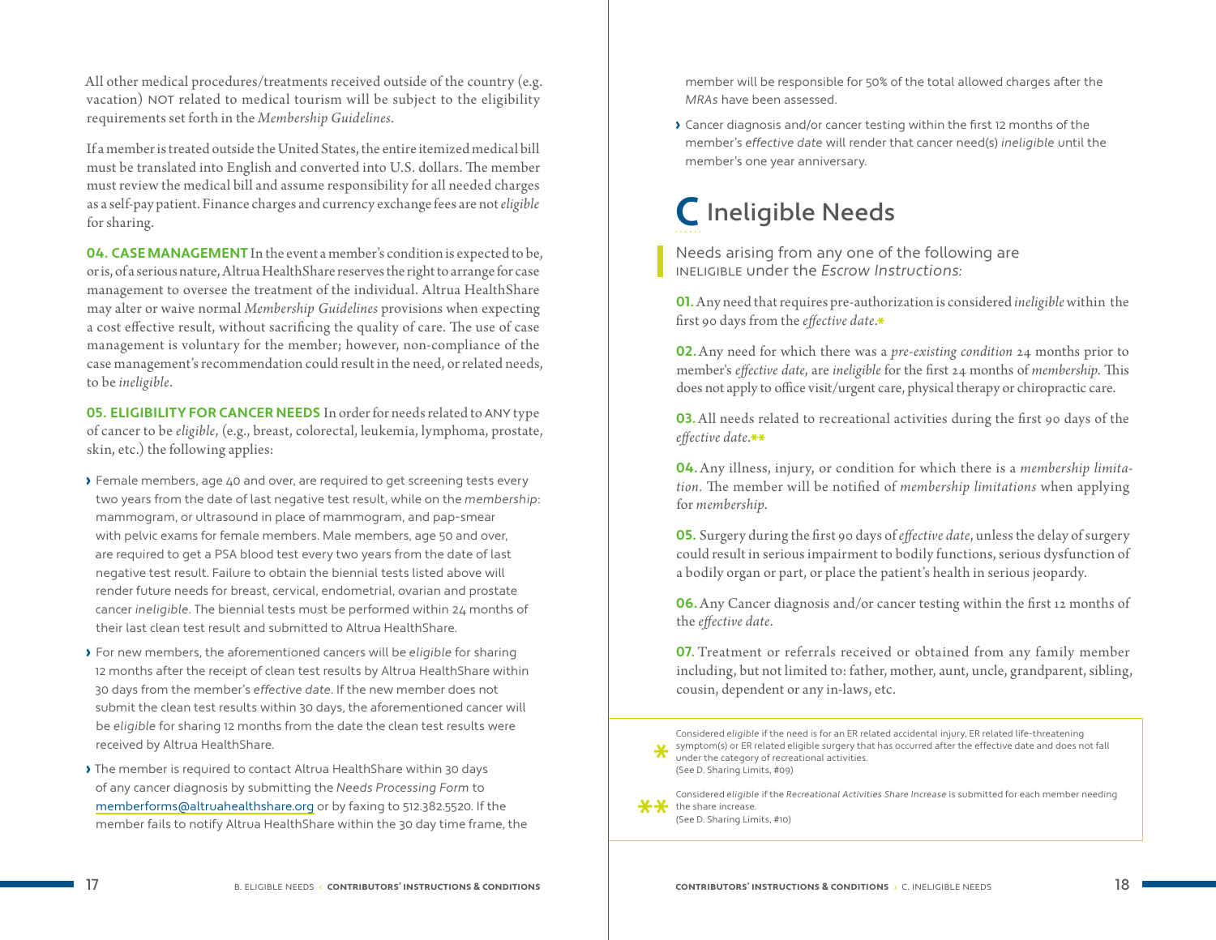All other medical procedures/treatments received outside of the country (e.g. vacation) NOT related to medical tourism will be subject to the eligibility requirements set forth in the *Membership Guidelines*.

If a member is treated outside the United States, the entire itemized medical bill must be translated into English and converted into U.S. dollars. The member must review the medical bill and assume responsibility for all needed charges as a self-pay patient. Finance charges and currency exchange fees are not *eligible* for sharing.

**04. CASE MANAGEMENT** In the event a member's condition is expected to be, or is, of a serious nature, Altrua HealthShare reserves the right to arrange for case management to oversee the treatment of the individual. Altrua HealthShare may alter or waive normal *Membership Guidelines* provisions when expecting a cost effective result, without sacrificing the quality of care. The use of case management is voluntary for the member; however, non-compliance of the case management's recommendation could result in the need, or related needs, to be *ineligible*.

**05. ELIGIBILITY FOR CANCER NEEDS** In order for needs related to ANY type of cancer to be *eligible*, (e.g., breast, colorectal, leukemia, lymphoma, prostate, skin, etc.) the following applies:

- Female members, age 40 and over, are required to get screening tests every two years from the date of last negative test result, while on the *membership*: mammogram, or ultrasound in place of mammogram, and pap-smear with pelvic exams for female members. Male members, age 50 and over, are required to get a PSA blood test every two years from the date of last negative test result. Failure to obtain the biennial tests listed above will render future needs for breast, cervical, endometrial, ovarian and prostate cancer *ineligible*. The biennial tests must be performed within 24 months of their last clean test result and submitted to Altrua HealthShare.
- For new members, the aforementioned cancers will be *eligible* for sharing 12 months after the receipt of clean test results by Altrua HealthShare within 30 days from the member's *effective date*. If the new member does not submit the clean test results within 30 days, the aforementioned cancer will be *eligible* for sharing 12 months from the date the clean test results were received by Altrua HealthShare.
- The member is required to contact Altrua HealthShare within 30 days of any cancer diagnosis by submitting the *Needs Processing Form* to memberforms@altruahealthshare.org or by faxing to 512.382.5520. If the member fails to notify Altrua HealthShare within the 30 day time frame, the member will be responsible for 50% of the total allowed charges after the *MRAs* have been assessed.
- Cancer diagnosis and/or cancer testing within the first 12 months of the member's *effective date* will render that cancer need(s) *ineligible* until the member's one year anniversary.

## C Ineligible Needs

Needs arising from any one of the following are INELIGIBLE under the *Escrow Instructions:*

**01.** Any need that requires pre-authorization is considered *ineligible* within the first 90 days from the *effective date*.*

**02.** Any need for which there was a *pre-existing condition* 24 months prior to member's *effective date*, are *ineligible* for the first 24 months of *membership*. This does not apply to office visit/urgent care, physical therapy or chiropractic care.

**03.** All needs related to recreational activities during the first 90 days of the *effective date*.**

**04.** Any illness, injury, or condition for which there is a *membership limitation*. The member will be notified of *membership limitations* when applying for *membership*.

**05.** Surgery during the first 90 days of *effective date*, unless the delay of surgery could result in serious impairment to bodily functions, serious dysfunction of a bodily organ or part, or place the patient's health in serious jeopardy.

**06.** Any Cancer diagnosis and/or cancer testing within the first 12 months of the *effective date*.

**07.** Treatment or referrals received or obtained from any family member including, but not limited to: father, mother, aunt, uncle, grandparent, sibling, cousin, dependent or any in-laws, etc.

\* Considered *eligible* if the need is for an ER related accidental injury, ER related life-threatening symptom(s) or ER related eligible surgery that has occurred after the effective date and does not fall under the category of recreational activities.
(See D. Sharing Limits, #09)

** Considered *eligible* if the *Recreational Activities Share Increase* is submitted for each member needing the share increase.
(See D. Sharing Limits, #10)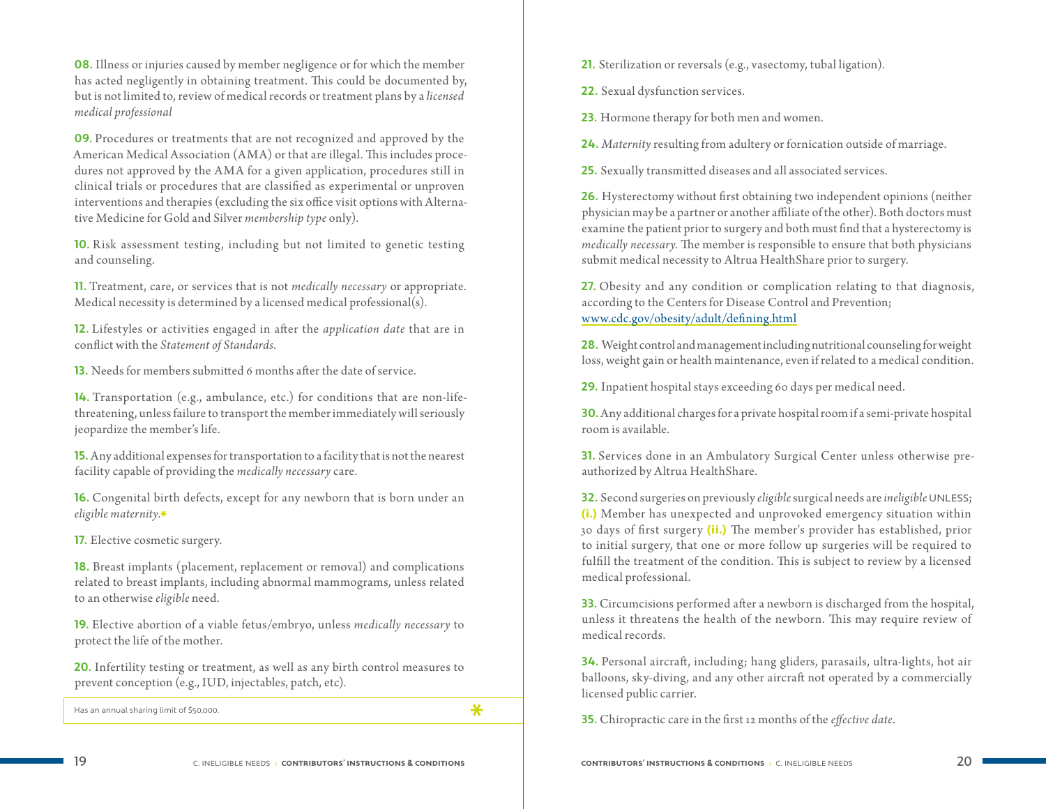**08.** Illness or injuries caused by member negligence or for which the member has acted negligently in obtaining treatment. This could be documented by, but is not limited to, review of medical records or treatment plans by a *licensed medical professional*

**09.** Procedures or treatments that are not recognized and approved by the American Medical Association (AMA) or that are illegal. This includes procedures not approved by the AMA for a given application, procedures still in clinical trials or procedures that are classified as experimental or unproven interventions and therapies (excluding the six office visit options with Alternative Medicine for Gold and Silver *membership type* only).

**10.** Risk assessment testing, including but not limited to genetic testing and counseling.

**11.** Treatment, care, or services that is not *medically necessary* or appropriate. Medical necessity is determined by a licensed medical professional(s).

**12.** Lifestyles or activities engaged in after the *application date* that are in conflict with the *Statement of Standards*.

**13.** Needs for members submitted 6 months after the date of service.

**14.** Transportation (e.g., ambulance, etc.) for conditions that are non-life-threatening, unless failure to transport the member immediately will seriously jeopardize the member's life.

**15.** Any additional expenses for transportation to a facility that is not the nearest facility capable of providing the *medically necessary* care.

**16.** Congenital birth defects, except for any newborn that is born under an *eligible maternity*.*

**17.** Elective cosmetic surgery.

**18.** Breast implants (placement, replacement or removal) and complications related to breast implants, including abnormal mammograms, unless related to an otherwise *eligible* need.

**19.** Elective abortion of a viable fetus/embryo, unless *medically necessary* to protect the life of the mother.

**20.** Infertility testing or treatment, as well as any birth control measures to prevent conception (e.g., IUD, injectables, patch, etc).

\* Has an annual sharing limit of $50,000.

**21.** Sterilization or reversals (e.g., vasectomy, tubal ligation).

**22.** Sexual dysfunction services.

**23.** Hormone therapy for both men and women.

**24.** *Maternity* resulting from adultery or fornication outside of marriage.

**25.** Sexually transmitted diseases and all associated services.

**26.** Hysterectomy without first obtaining two independent opinions (neither physician may be a partner or another affiliate of the other). Both doctors must examine the patient prior to surgery and both must find that a hysterectomy is *medically necessary*. The member is responsible to ensure that both physicians submit medical necessity to Altrua HealthShare prior to surgery.

**27.** Obesity and any condition or complication relating to that diagnosis, according to the Centers for Disease Control and Prevention; www.cdc.gov/obesity/adult/defining.html

**28.** Weight control and management including nutritional counseling for weight loss, weight gain or health maintenance, even if related to a medical condition.

**29.** Inpatient hospital stays exceeding 60 days per medical need.

**30.** Any additional charges for a private hospital room if a semi-private hospital room is available.

**31.** Services done in an Ambulatory Surgical Center unless otherwise pre-authorized by Altrua HealthShare.

**32.** Second surgeries on previously *eligible* surgical needs are *ineligible* UNLESS; **(i.)** Member has unexpected and unprovoked emergency situation within 30 days of first surgery **(ii.)** The member's provider has established, prior to initial surgery, that one or more follow up surgeries will be required to fulfill the treatment of the condition. This is subject to review by a licensed medical professional.

**33.** Circumcisions performed after a newborn is discharged from the hospital, unless it threatens the health of the newborn. This may require review of medical records.

**34.** Personal aircraft, including; hang gliders, parasails, ultra-lights, hot air balloons, sky-diving, and any other aircraft not operated by a commercially licensed public carrier.

**35.** Chiropractic care in the first 12 months of the *effective date*.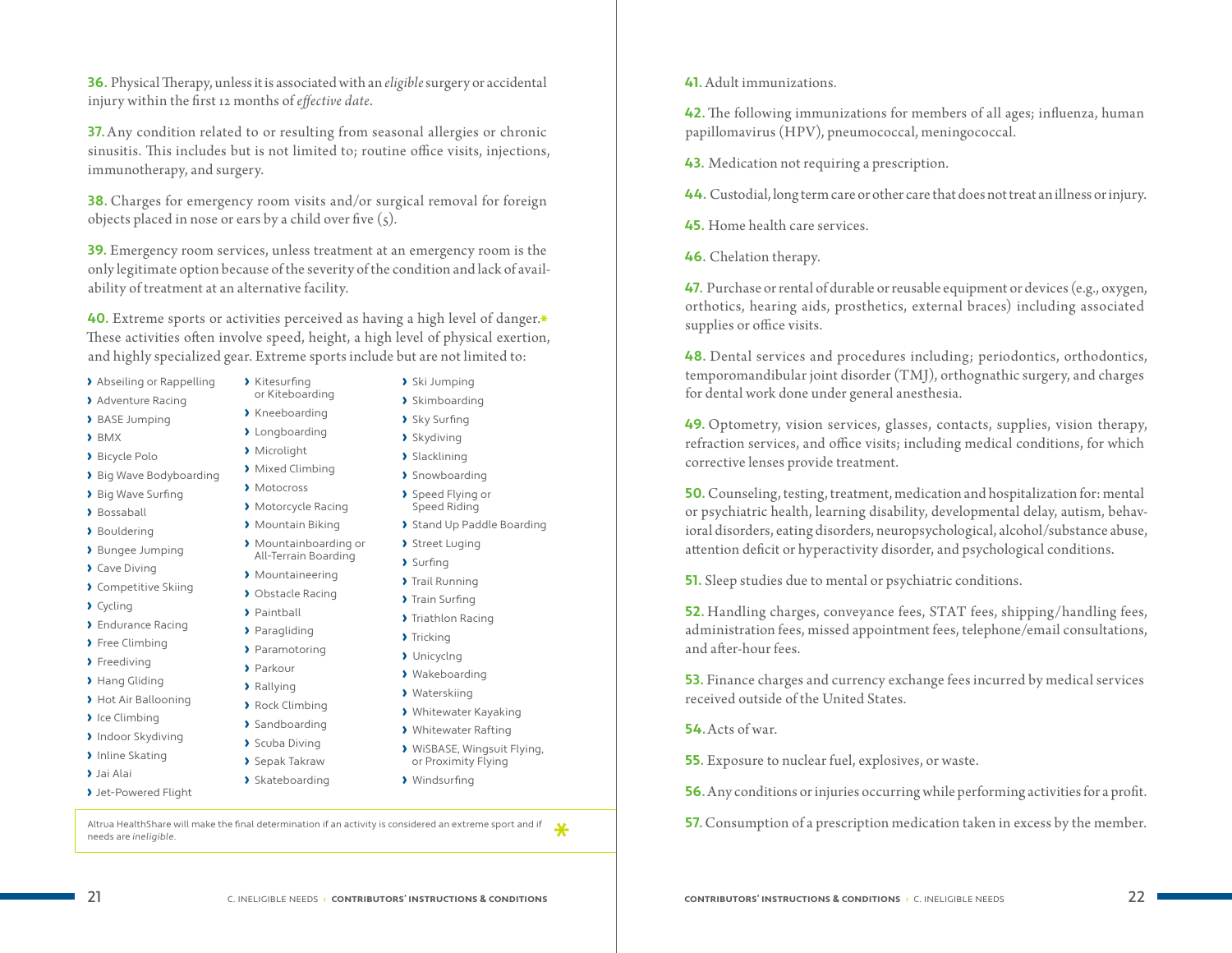**36.** Physical Therapy, unless it is associated with an *eligible* surgery or accidental injury within the first 12 months of *effective date*.

**37.** Any condition related to or resulting from seasonal allergies or chronic sinusitis. This includes but is not limited to; routine office visits, injections, immunotherapy, and surgery.

**38.** Charges for emergency room visits and/or surgical removal for foreign objects placed in nose or ears by a child over five (5).

**39.** Emergency room services, unless treatment at an emergency room is the only legitimate option because of the severity of the condition and lack of availability of treatment at an alternative facility.

**40.** Extreme sports or activities perceived as having a high level of danger.* These activities often involve speed, height, a high level of physical exertion, and highly specialized gear. Extreme sports include but are not limited to:

- Abseiling or Rappelling
- Adventure Racing
- BASE Jumping
- BMX
- Bicycle Polo
- Big Wave Bodyboarding
- Big Wave Surfing
- Bossaball
- Bouldering
- Bungee Jumping
- Cave Diving
- Competitive Skiing
- Cycling
- Endurance Racing
- Free Climbing
- Freediving
- Hang Gliding
- Hot Air Ballooning
- Ice Climbing
- Indoor Skydiving
- Inline Skating
- Jai Alai
- Jet-Powered Flight
- Kitesurfing or Kiteboarding
- Kneeboarding
- Longboarding
- Microlight
- Mixed Climbing
- Motocross
- Motorcycle Racing
- Mountain Biking
- Mountainboarding or All-Terrain Boarding
- Mountaineering
- Obstacle Racing
- Paintball
- Paragliding
- Paramotoring
- Parkour
- Rallying
- Rock Climbing
- Sandboarding
- Scuba Diving
- Sepak Takraw
- Skateboarding
- Ski Jumping
- Skimboarding
- Sky Surfing
- Skydiving
- Slacklining
- Snowboarding
- Speed Flying or Speed Riding
- Stand Up Paddle Boarding
- Street Luging
- Surfing
- Trail Running
- Train Surfing
- Triathlon Racing
- Tricking
- Unicycling
- Wakeboarding
- Waterskiing
- Whitewater Kayaking
- Whitewater Rafting
- WiSBASE, Wingsuit Flying, or Proximity Flying
- Windsurfing

*Altrua HealthShare will make the final determination if an activity is considered an extreme sport and if needs are *ineligible*.

**41.** Adult immunizations.

**42.** The following immunizations for members of all ages; influenza, human papillomavirus (HPV), pneumococcal, meningococcal.

**43.** Medication not requiring a prescription.

**44.** Custodial, long term care or other care that does not treat an illness or injury.

**45.** Home health care services.

**46.** Chelation therapy.

**47.** Purchase or rental of durable or reusable equipment or devices (e.g., oxygen, orthotics, hearing aids, prosthetics, external braces) including associated supplies or office visits.

**48.** Dental services and procedures including; periodontics, orthodontics, temporomandibular joint disorder (TMJ), orthognathic surgery, and charges for dental work done under general anesthesia.

**49.** Optometry, vision services, glasses, contacts, supplies, vision therapy, refraction services, and office visits; including medical conditions, for which corrective lenses provide treatment.

**50.** Counseling, testing, treatment, medication and hospitalization for: mental or psychiatric health, learning disability, developmental delay, autism, behavioral disorders, eating disorders, neuropsychological, alcohol/substance abuse, attention deficit or hyperactivity disorder, and psychological conditions.

**51.** Sleep studies due to mental or psychiatric conditions.

**52.** Handling charges, conveyance fees, STAT fees, shipping/handling fees, administration fees, missed appointment fees, telephone/email consultations, and after-hour fees.

**53.** Finance charges and currency exchange fees incurred by medical services received outside of the United States.

**54.** Acts of war.

**55.** Exposure to nuclear fuel, explosives, or waste.

**56.** Any conditions or injuries occurring while performing activities for a profit.

**57.** Consumption of a prescription medication taken in excess by the member.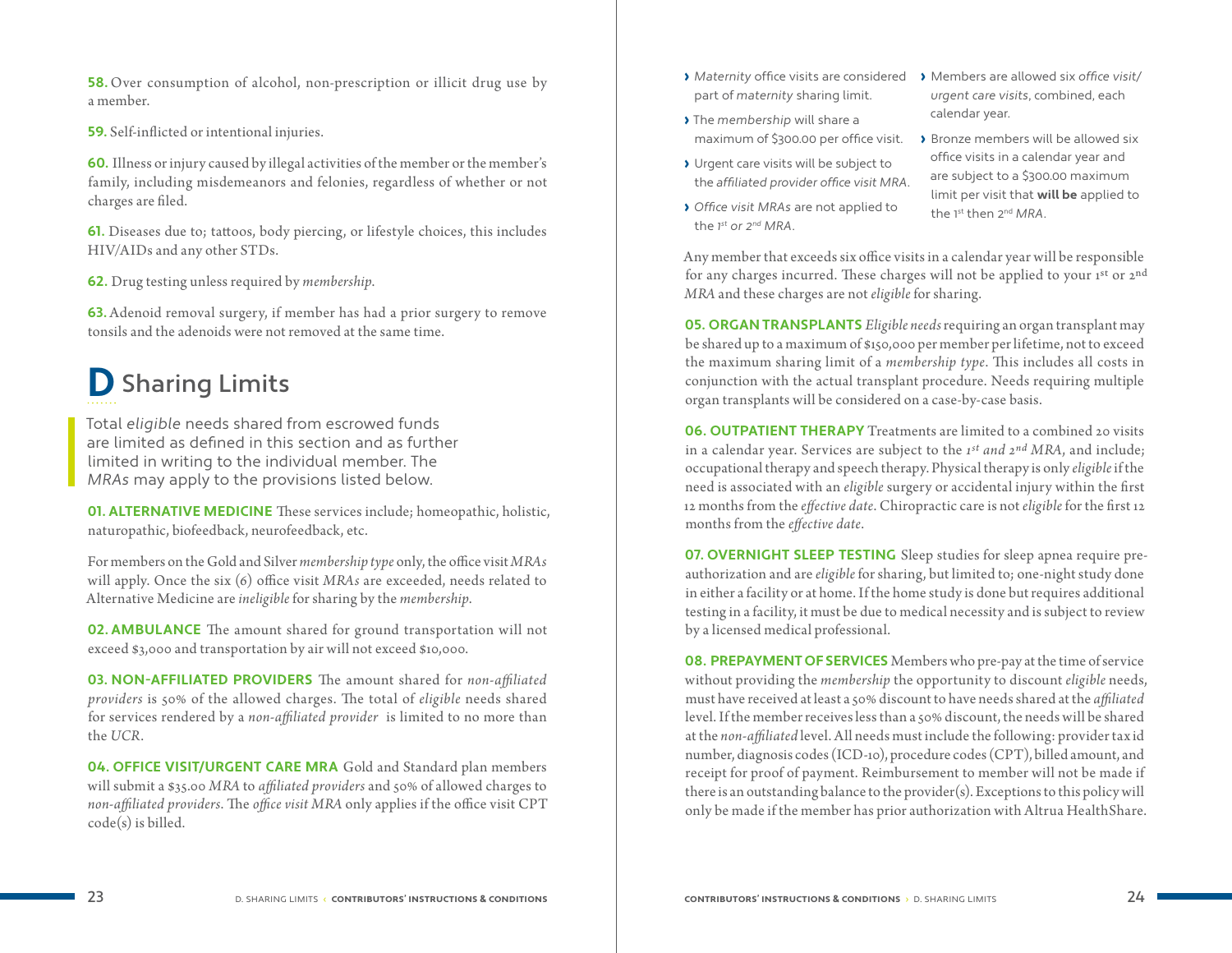**58.** Over consumption of alcohol, non-prescription or illicit drug use by a member.

**59.** Self-inflicted or intentional injuries.

**60.** Illness or injury caused by illegal activities of the member or the member's family, including misdemeanors and felonies, regardless of whether or not charges are filed.

**61.** Diseases due to; tattoos, body piercing, or lifestyle choices, this includes HIV/AIDs and any other STDs.

**62.** Drug testing unless required by *membership*.

**63.** Adenoid removal surgery, if member has had a prior surgery to remove tonsils and the adenoids were not removed at the same time.

# D Sharing Limits

Total *eligible* needs shared from escrowed funds are limited as defined in this section and as further limited in writing to the individual member. The *MRAs* may apply to the provisions listed below.

**01. ALTERNATIVE MEDICINE** These services include; homeopathic, holistic, naturopathic, biofeedback, neurofeedback, etc.

For members on the Gold and Silver *membership type* only, the office visit *MRAs* will apply. Once the six (6) office visit *MRAs* are exceeded, needs related to Alternative Medicine are *ineligible* for sharing by the *membership*.

**02. AMBULANCE** The amount shared for ground transportation will not exceed $3,000 and transportation by air will not exceed $10,000.

**03. NON-AFFILIATED PROVIDERS** The amount shared for *non-affiliated providers* is 50% of the allowed charges. The total of *eligible* needs shared for services rendered by a *non-affiliated provider* is limited to no more than the *UCR*.

**04. OFFICE VISIT/URGENT CARE MRA** Gold and Standard plan members will submit a $35.00 *MRA* to *affiliated providers* and 50% of allowed charges to *non-affiliated providers*. The *office visit MRA* only applies if the office visit CPT code(s) is billed.

- *Maternity* office visits are considered part of *maternity* sharing limit.
- The *membership* will share a maximum of $300.00 per office visit.
- Urgent care visits will be subject to the *affiliated provider office visit MRA*.
- *Office visit MRAs* are not applied to the 1st or 2nd *MRA*.
- Members are allowed six *office visit/urgent care visits*, combined, each calendar year.
- Bronze members will be allowed six office visits in a calendar year and are subject to a $300.00 maximum limit per visit that **will be** applied to the 1st then 2nd *MRA*.

Any member that exceeds six office visits in a calendar year will be responsible for any charges incurred. These charges will not be applied to your 1st or 2nd *MRA* and these charges are not *eligible* for sharing.

**05. ORGAN TRANSPLANTS** *Eligible needs* requiring an organ transplant may be shared up to a maximum of $150,000 per member per lifetime, not to exceed the maximum sharing limit of a *membership type*. This includes all costs in conjunction with the actual transplant procedure. Needs requiring multiple organ transplants will be considered on a case-by-case basis.

**06. OUTPATIENT THERAPY** Treatments are limited to a combined 20 visits in a calendar year. Services are subject to the *1st and 2nd MRA*, and include; occupational therapy and speech therapy. Physical therapy is only *eligible* if the need is associated with an *eligible* surgery or accidental injury within the first 12 months from the *effective date*. Chiropractic care is not *eligible* for the first 12 months from the *effective date*.

**07. OVERNIGHT SLEEP TESTING** Sleep studies for sleep apnea require pre-authorization and are *eligible* for sharing, but limited to; one-night study done in either a facility or at home. If the home study is done but requires additional testing in a facility, it must be due to medical necessity and is subject to review by a licensed medical professional.

**08. PREPAYMENT OF SERVICES** Members who pre-pay at the time of service without providing the *membership* the opportunity to discount *eligible* needs, must have received at least a 50% discount to have needs shared at the *affiliated* level. If the member receives less than a 50% discount, the needs will be shared at the *non-affiliated* level. All needs must include the following: provider tax id number, diagnosis codes (ICD-10), procedure codes (CPT), billed amount, and receipt for proof of payment. Reimbursement to member will not be made if there is an outstanding balance to the provider(s). Exceptions to this policy will only be made if the member has prior authorization with Altrua HealthShare.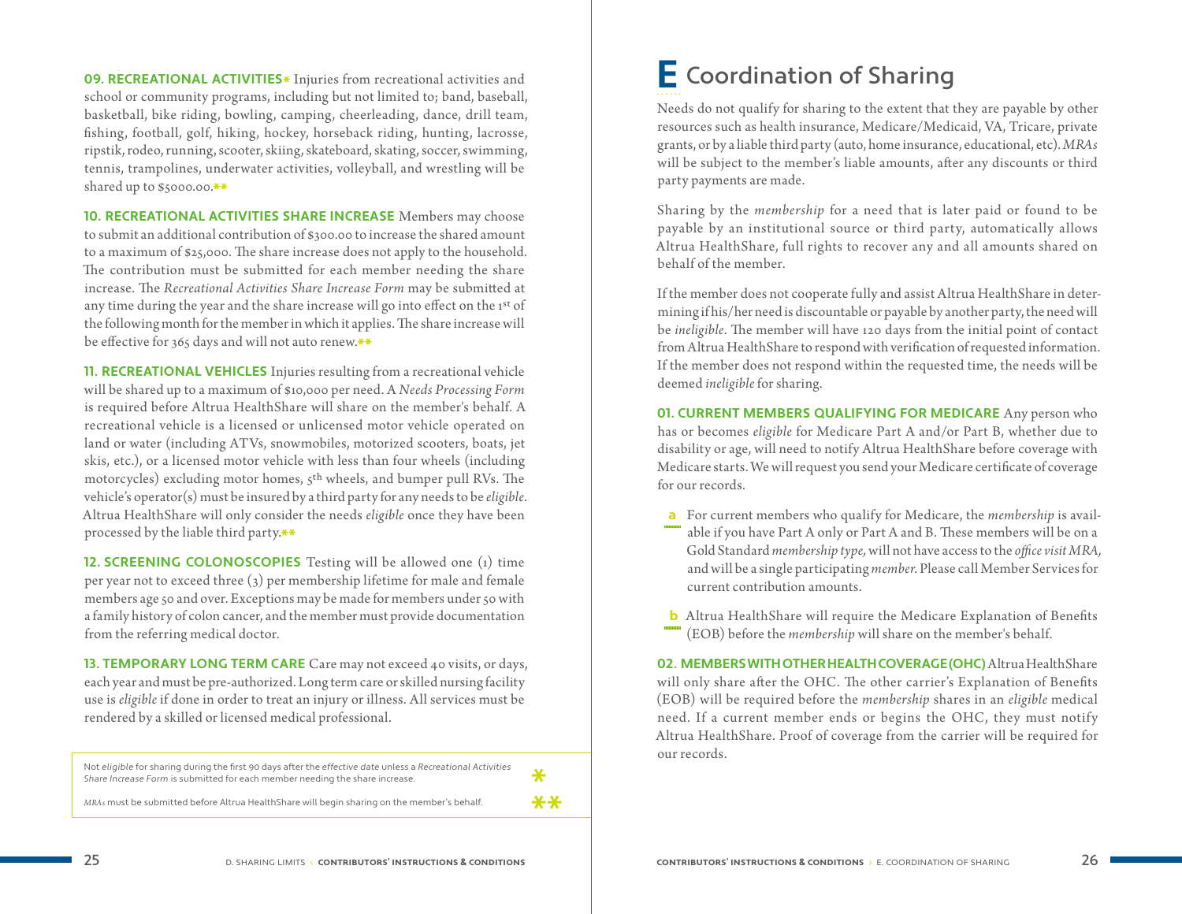**09. RECREATIONAL ACTIVITIES*** Injuries from recreational activities and school or community programs, including but not limited to; band, baseball, basketball, bike riding, bowling, camping, cheerleading, dance, drill team, fishing, football, golf, hiking, hockey, horseback riding, hunting, lacrosse, ripstik, rodeo, running, scooter, skiing, skateboard, skating, soccer, swimming, tennis, trampolines, underwater activities, volleyball, and wrestling will be shared up to $5000.00.**

**10. RECREATIONAL ACTIVITIES SHARE INCREASE** Members may choose to submit an additional contribution of $300.00 to increase the shared amount to a maximum of $25,000. The share increase does not apply to the household. The contribution must be submitted for each member needing the share increase. The *Recreational Activities Share Increase Form* may be submitted at any time during the year and the share increase will go into effect on the 1st of the following month for the member in which it applies. The share increase will be effective for 365 days and will not auto renew.**

**11. RECREATIONAL VEHICLES** Injuries resulting from a recreational vehicle will be shared up to a maximum of $10,000 per need. A *Needs Processing Form* is required before Altrua HealthShare will share on the member's behalf. A recreational vehicle is a licensed or unlicensed motor vehicle operated on land or water (including ATVs, snowmobiles, motorized scooters, boats, jet skis, etc.), or a licensed motor vehicle with less than four wheels (including motorcycles) excluding motor homes, 5th wheels, and bumper pull RVs. The vehicle's operator(s) must be insured by a third party for any needs to be *eligible*. Altrua HealthShare will only consider the needs *eligible* once they have been processed by the liable third party.**

**12. SCREENING COLONOSCOPIES** Testing will be allowed one (1) time per year not to exceed three (3) per membership lifetime for male and female members age 50 and over. Exceptions may be made for members under 50 with a family history of colon cancer, and the member must provide documentation from the referring medical doctor.

**13. TEMPORARY LONG TERM CARE** Care may not exceed 40 visits, or days, each year and must be pre-authorized. Long term care or skilled nursing facility use is *eligible* if done in order to treat an injury or illness. All services must be rendered by a skilled or licensed medical professional.

\* Not *eligible* for sharing during the first 90 days after the *effective date* unless a *Recreational Activities Share Increase Form* is submitted for each member needing the share increase.

\** *MRAs* must be submitted before Altrua HealthShare will begin sharing on the member's behalf.

# E Coordination of Sharing

Needs do not qualify for sharing to the extent that they are payable by other resources such as health insurance, Medicare/Medicaid, VA, Tricare, private grants, or by a liable third party (auto, home insurance, educational, etc). *MRAs* will be subject to the member's liable amounts, after any discounts or third party payments are made.

Sharing by the *membership* for a need that is later paid or found to be payable by an institutional source or third party, automatically allows Altrua HealthShare, full rights to recover any and all amounts shared on behalf of the member.

If the member does not cooperate fully and assist Altrua HealthShare in determining if his/her need is discountable or payable by another party, the need will be *ineligible*. The member will have 120 days from the initial point of contact from Altrua HealthShare to respond with verification of requested information. If the member does not respond within the requested time, the needs will be deemed *ineligible* for sharing.

**01. CURRENT MEMBERS QUALIFYING FOR MEDICARE** Any person who has or becomes *eligible* for Medicare Part A and/or Part B, whether due to disability or age, will need to notify Altrua HealthShare before coverage with Medicare starts. We will request you send your Medicare certificate of coverage for our records.

- **a** For current members who qualify for Medicare, the *membership* is available if you have Part A only or Part A and B. These members will be on a Gold Standard *membership type,* will not have access to the *office visit MRA,* and will be a single participating *member*. Please call Member Services for current contribution amounts.
- **b** Altrua HealthShare will require the Medicare Explanation of Benefits (EOB) before the *membership* will share on the member's behalf.

**02. MEMBERS WITH OTHER HEALTH COVERAGE (OHC)** Altrua HealthShare will only share after the OHC. The other carrier's Explanation of Benefits (EOB) will be required before the *membership* shares in an *eligible* medical need. If a current member ends or begins the OHC, they must notify Altrua HealthShare. Proof of coverage from the carrier will be required for our records.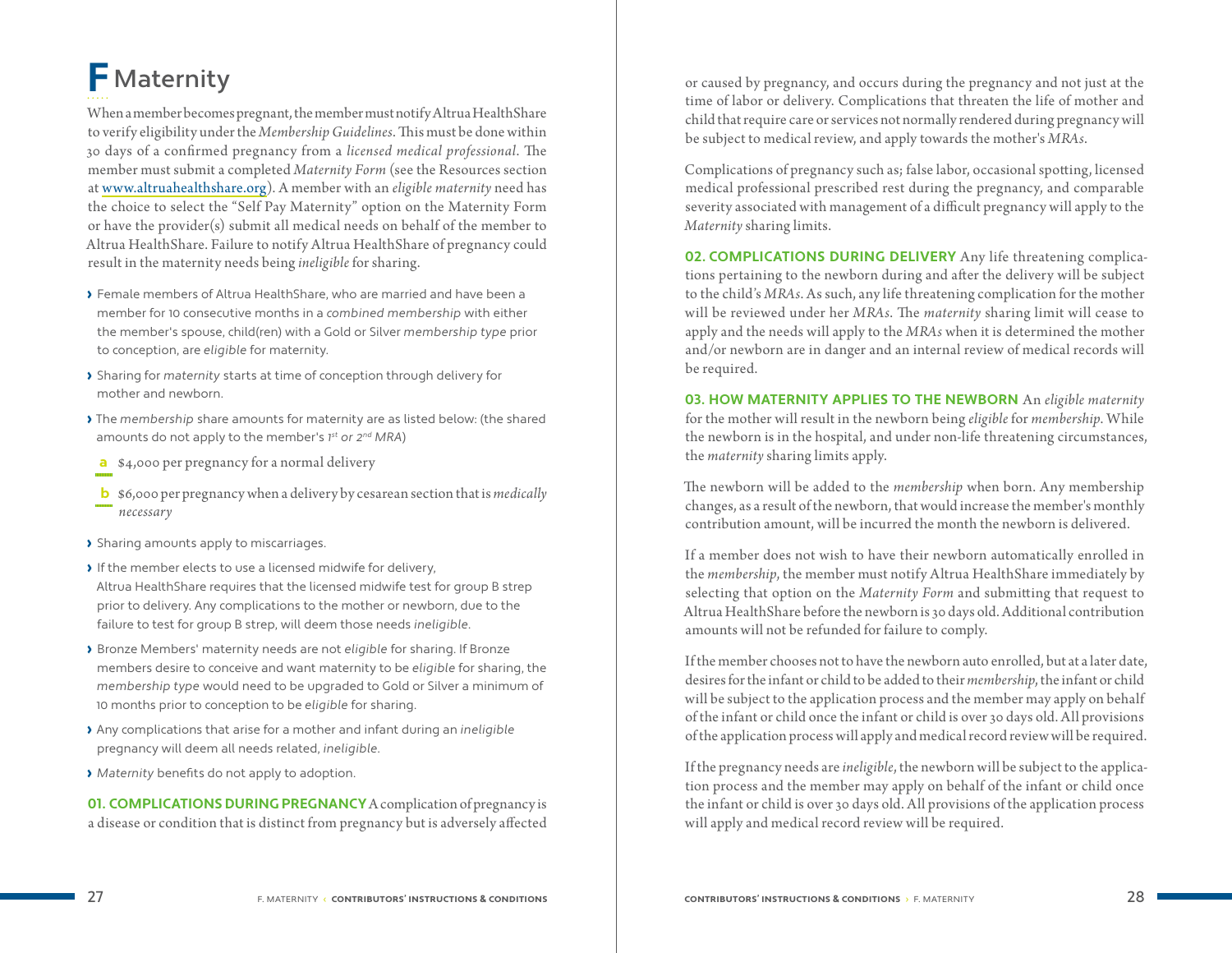# F Maternity

When a member becomes pregnant, the member must notify Altrua HealthShare to verify eligibility under the *Membership Guidelines*. This must be done within 30 days of a confirmed pregnancy from a *licensed medical professional*. The member must submit a completed *Maternity Form* (see the Resources section at www.altruahealthshare.org). A member with an *eligible maternity* need has the choice to select the "Self Pay Maternity" option on the Maternity Form or have the provider(s) submit all medical needs on behalf of the member to Altrua HealthShare. Failure to notify Altrua HealthShare of pregnancy could result in the maternity needs being *ineligible* for sharing.

- Female members of Altrua HealthShare, who are married and have been a member for 10 consecutive months in a *combined membership* with either the member's spouse, child(ren) with a Gold or Silver *membership type* prior to conception, are *eligible* for maternity.
- Sharing for *maternity* starts at time of conception through delivery for mother and newborn.
- The *membership* share amounts for maternity are as listed below: (the shared amounts do not apply to the member's *1st or 2nd MRA*)
  - **a** $4,000 per pregnancy for a normal delivery
  - **b** $6,000 per pregnancy when a delivery by cesarean section that is *medically necessary*
- Sharing amounts apply to miscarriages.
- If the member elects to use a licensed midwife for delivery, Altrua HealthShare requires that the licensed midwife test for group B strep prior to delivery. Any complications to the mother or newborn, due to the failure to test for group B strep, will deem those needs *ineligible*.
- Bronze Members' maternity needs are not *eligible* for sharing. If Bronze members desire to conceive and want maternity to be *eligible* for sharing, the *membership type* would need to be upgraded to Gold or Silver a minimum of 10 months prior to conception to be *eligible* for sharing.
- Any complications that arise for a mother and infant during an *ineligible* pregnancy will deem all needs related, *ineligible*.
- *Maternity* benefits do not apply to adoption.

**01. COMPLICATIONS DURING PREGNANCY** A complication of pregnancy is a disease or condition that is distinct from pregnancy but is adversely affected or caused by pregnancy, and occurs during the pregnancy and not just at the time of labor or delivery. Complications that threaten the life of mother and child that require care or services not normally rendered during pregnancy will be subject to medical review, and apply towards the mother's *MRAs*.

Complications of pregnancy such as; false labor, occasional spotting, licensed medical professional prescribed rest during the pregnancy, and comparable severity associated with management of a difficult pregnancy will apply to the *Maternity* sharing limits.

**02. COMPLICATIONS DURING DELIVERY** Any life threatening complications pertaining to the newborn during and after the delivery will be subject to the child's *MRAs*. As such, any life threatening complication for the mother will be reviewed under her *MRAs*. The *maternity* sharing limit will cease to apply and the needs will apply to the *MRAs* when it is determined the mother and/or newborn are in danger and an internal review of medical records will be required.

**03. HOW MATERNITY APPLIES TO THE NEWBORN** An *eligible maternity* for the mother will result in the newborn being *eligible* for *membership*. While the newborn is in the hospital, and under non-life threatening circumstances, the *maternity* sharing limits apply.

The newborn will be added to the *membership* when born. Any membership changes, as a result of the newborn, that would increase the member's monthly contribution amount, will be incurred the month the newborn is delivered.

If a member does not wish to have their newborn automatically enrolled in the *membership*, the member must notify Altrua HealthShare immediately by selecting that option on the *Maternity Form* and submitting that request to Altrua HealthShare before the newborn is 30 days old. Additional contribution amounts will not be refunded for failure to comply.

If the member chooses not to have the newborn auto enrolled, but at a later date, desires for the infant or child to be added to their *membership*, the infant or child will be subject to the application process and the member may apply on behalf of the infant or child once the infant or child is over 30 days old. All provisions of the application process will apply and medical record review will be required.

If the pregnancy needs are *ineligible*, the newborn will be subject to the application process and the member may apply on behalf of the infant or child once the infant or child is over 30 days old. All provisions of the application process will apply and medical record review will be required.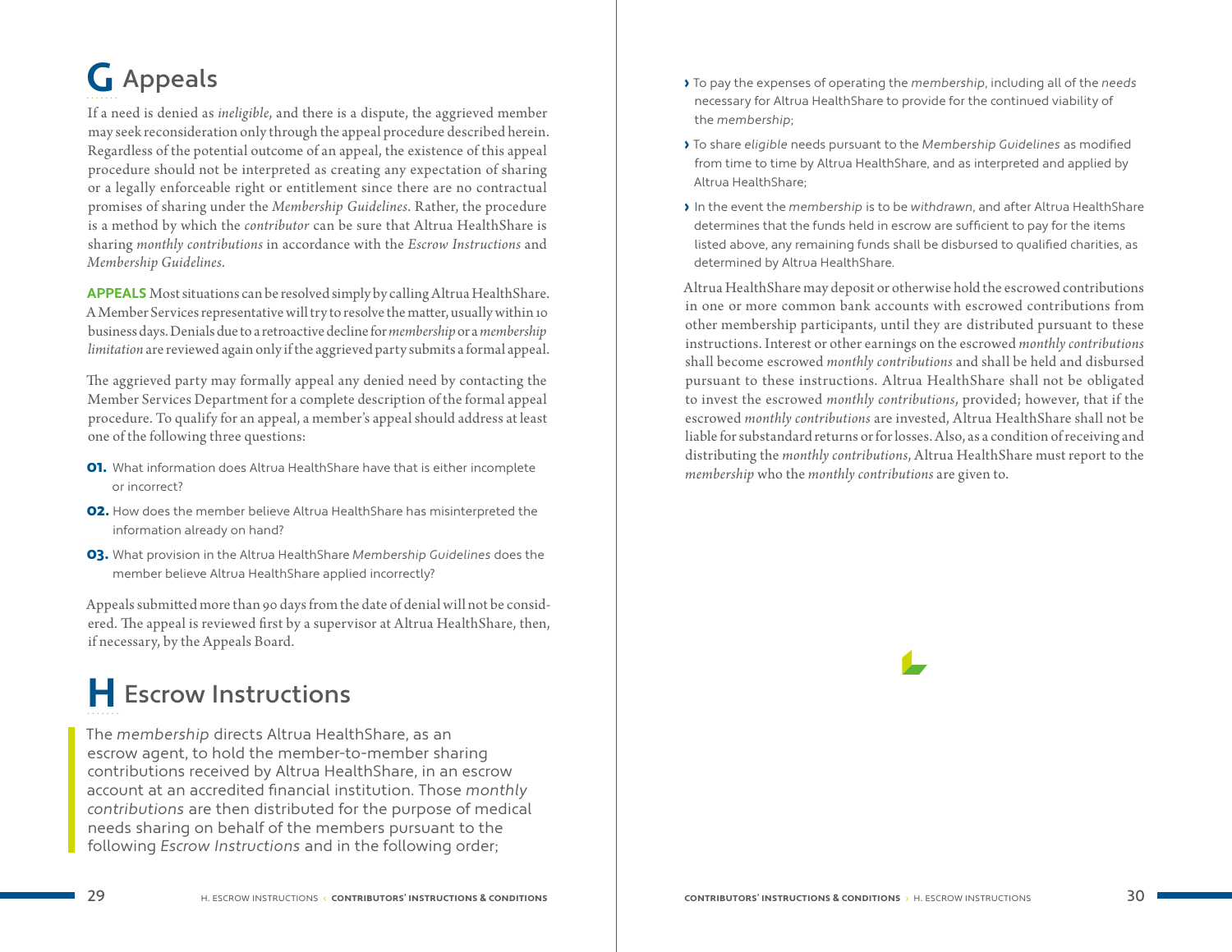## G Appeals

If a need is denied as *ineligible*, and there is a dispute, the aggrieved member may seek reconsideration only through the appeal procedure described herein. Regardless of the potential outcome of an appeal, the existence of this appeal procedure should not be interpreted as creating any expectation of sharing or a legally enforceable right or entitlement since there are no contractual promises of sharing under the *Membership Guidelines*. Rather, the procedure is a method by which the *contributor* can be sure that Altrua HealthShare is sharing *monthly contributions* in accordance with the *Escrow Instructions* and *Membership Guidelines*.

**APPEALS** Most situations can be resolved simply by calling Altrua HealthShare. A Member Services representative will try to resolve the matter, usually within 10 business days. Denials due to a retroactive decline for *membership* or a *membership limitation* are reviewed again only if the aggrieved party submits a formal appeal.

The aggrieved party may formally appeal any denied need by contacting the Member Services Department for a complete description of the formal appeal procedure. To qualify for an appeal, a member's appeal should address at least one of the following three questions:

**01.** What information does Altrua HealthShare have that is either incomplete or incorrect?

**02.** How does the member believe Altrua HealthShare has misinterpreted the information already on hand?

**03.** What provision in the Altrua HealthShare *Membership Guidelines* does the member believe Altrua HealthShare applied incorrectly?

Appeals submitted more than 90 days from the date of denial will not be considered. The appeal is reviewed first by a supervisor at Altrua HealthShare, then, if necessary, by the Appeals Board.

## H Escrow Instructions

The *membership* directs Altrua HealthShare, as an escrow agent, to hold the member-to-member sharing contributions received by Altrua HealthShare, in an escrow account at an accredited financial institution. Those *monthly contributions* are then distributed for the purpose of medical needs sharing on behalf of the members pursuant to the following *Escrow Instructions* and in the following order;

- To pay the expenses of operating the *membership*, including all of the *needs* necessary for Altrua HealthShare to provide for the continued viability of the *membership*;
- To share *eligible* needs pursuant to the *Membership Guidelines* as modified from time to time by Altrua HealthShare, and as interpreted and applied by Altrua HealthShare;
- In the event the *membership* is to be *withdrawn*, and after Altrua HealthShare determines that the funds held in escrow are sufficient to pay for the items listed above, any remaining funds shall be disbursed to qualified charities, as determined by Altrua HealthShare.

Altrua HealthShare may deposit or otherwise hold the escrowed contributions in one or more common bank accounts with escrowed contributions from other membership participants, until they are distributed pursuant to these instructions. Interest or other earnings on the escrowed *monthly contributions* shall become escrowed *monthly contributions* and shall be held and disbursed pursuant to these instructions. Altrua HealthShare shall not be obligated to invest the escrowed *monthly contributions*, provided; however, that if the escrowed *monthly contributions* are invested, Altrua HealthShare shall not be liable for substandard returns or for losses. Also, as a condition of receiving and distributing the *monthly contributions*, Altrua HealthShare must report to the *membership* who the *monthly contributions* are given to.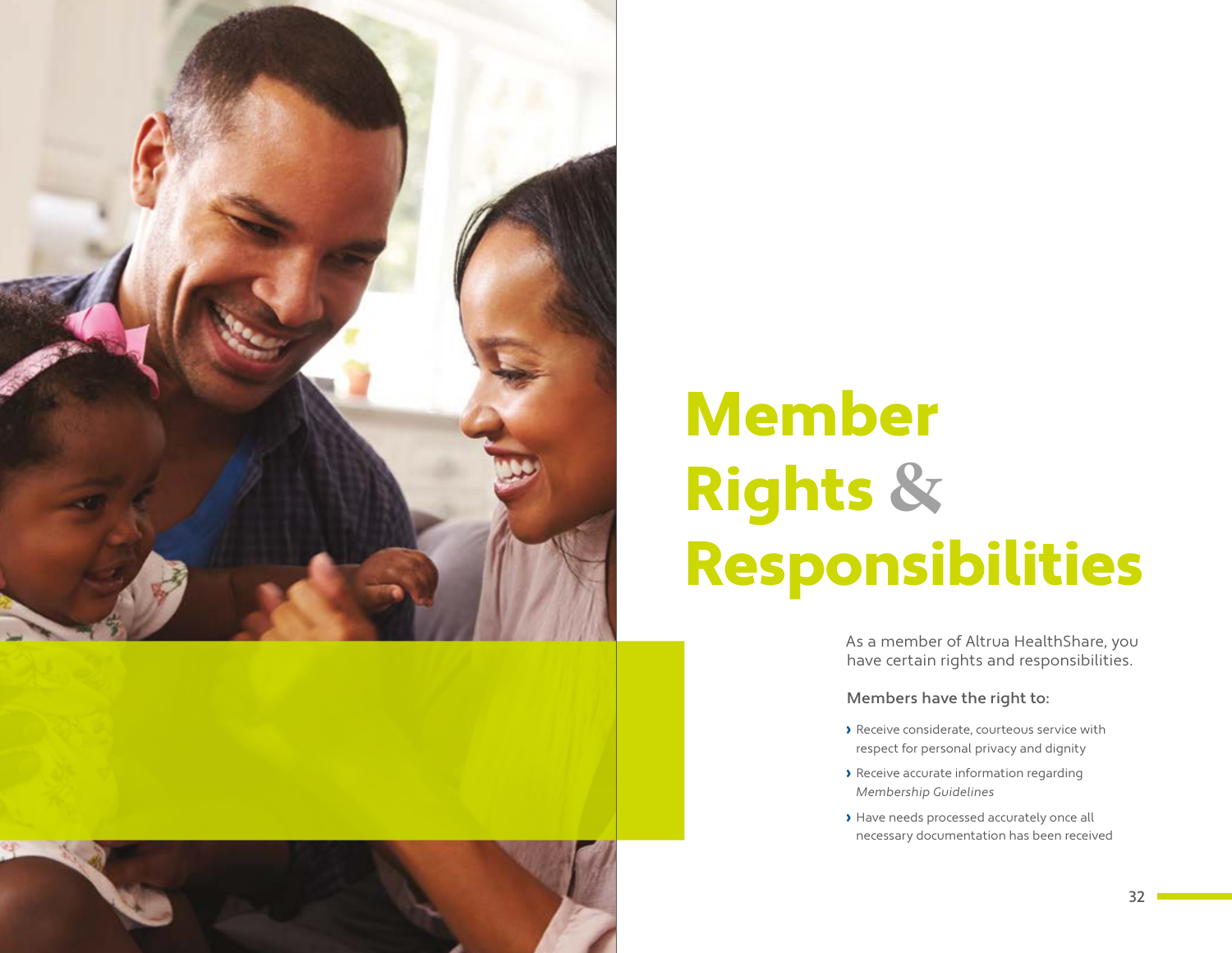# Member Rights & Responsibilities

As a member of Altrua HealthShare, you have certain rights and responsibilities.

**Members have the right to:**

- Receive considerate, courteous service with respect for personal privacy and dignity
- Receive accurate information regarding *Membership Guidelines*
- Have needs processed accurately once all necessary documentation has been received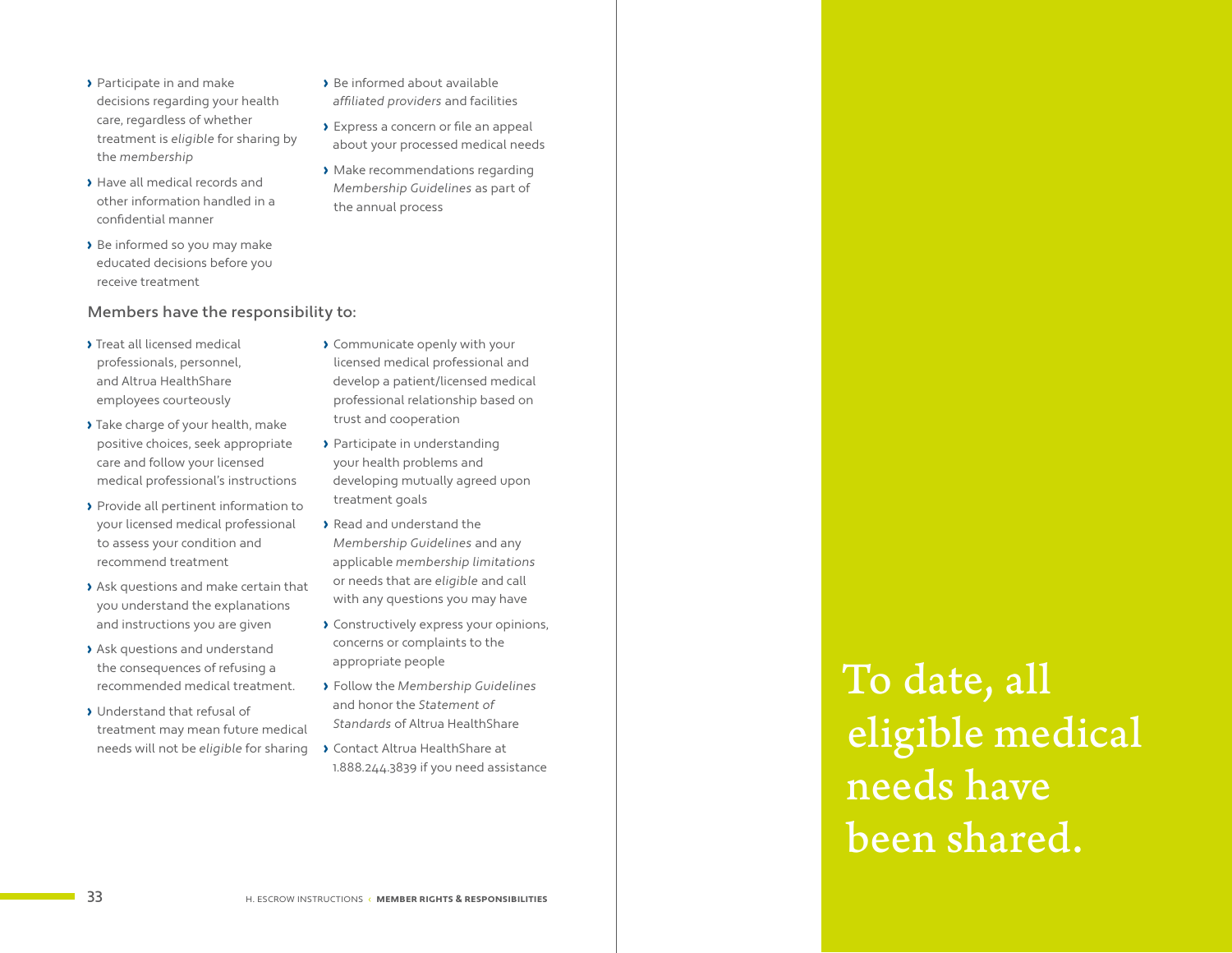- Participate in and make decisions regarding your health care, regardless of whether treatment is *eligible* for sharing by the *membership*
- Have all medical records and other information handled in a confidential manner
- Be informed so you may make educated decisions before you receive treatment
- Be informed about available *affiliated providers* and facilities
- Express a concern or file an appeal about your processed medical needs
- Make recommendations regarding *Membership Guidelines* as part of the annual process

### Members have the responsibility to:

- Treat all licensed medical professionals, personnel, and Altrua HealthShare employees courteously
- Take charge of your health, make positive choices, seek appropriate care and follow your licensed medical professional's instructions
- Provide all pertinent information to your licensed medical professional to assess your condition and recommend treatment
- Ask questions and make certain that you understand the explanations and instructions you are given
- Ask questions and understand the consequences of refusing a recommended medical treatment.
- Understand that refusal of treatment may mean future medical needs will not be *eligible* for sharing
- Communicate openly with your licensed medical professional and develop a patient/licensed medical professional relationship based on trust and cooperation
- Participate in understanding your health problems and developing mutually agreed upon treatment goals
- Read and understand the *Membership Guidelines* and any applicable *membership limitations* or needs that are *eligible* and call with any questions you may have
- Constructively express your opinions, concerns or complaints to the appropriate people
- Follow the *Membership Guidelines* and honor the *Statement of Standards* of Altrua HealthShare
- Contact Altrua HealthShare at 1.888.244.3839 if you need assistance

To date, all eligible medical needs have been shared.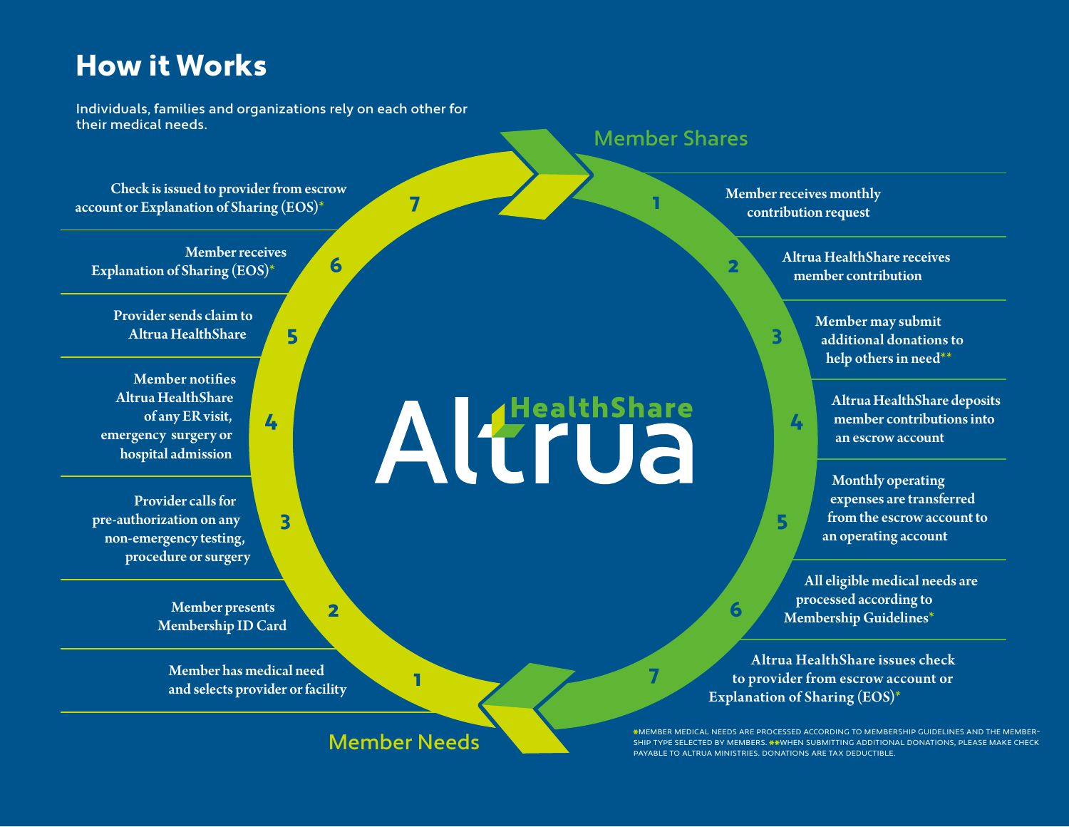# How it Works

Individuals, families and organizations rely on each other for their medical needs.

## Member Needs

1. Member has medical need and selects provider or facility
2. Member presents Membership ID Card
3. Provider calls for pre-authorization on any non-emergency testing, procedure or surgery
4. Member notifies Altrua HealthShare of any ER visit, emergency surgery or hospital admission
5. Provider sends claim to Altrua HealthShare
6. Member receives Explanation of Sharing (EOS)*
7. Check is issued to provider from escrow account or Explanation of Sharing (EOS)*

## Member Shares

1. Member receives monthly contribution request
2. Altrua HealthShare receives member contribution
3. Member may submit additional donations to help others in need**
4. Altrua HealthShare deposits member contributions into an escrow account
5. Monthly operating expenses are transferred from the escrow account to an operating account
6. All eligible medical needs are processed according to Membership Guidelines*
7. Altrua HealthShare issues check to provider from escrow account or Explanation of Sharing (EOS)*

Altrua HealthShare

*MEMBER MEDICAL NEEDS ARE PROCESSED ACCORDING TO MEMBERSHIP GUIDELINES AND THE MEMBERSHIP TYPE SELECTED BY MEMBERS. **WHEN SUBMITTING ADDITIONAL DONATIONS, PLEASE MAKE CHECK PAYABLE TO ALTRUA MINISTRIES. DONATIONS ARE TAX DEDUCTIBLE.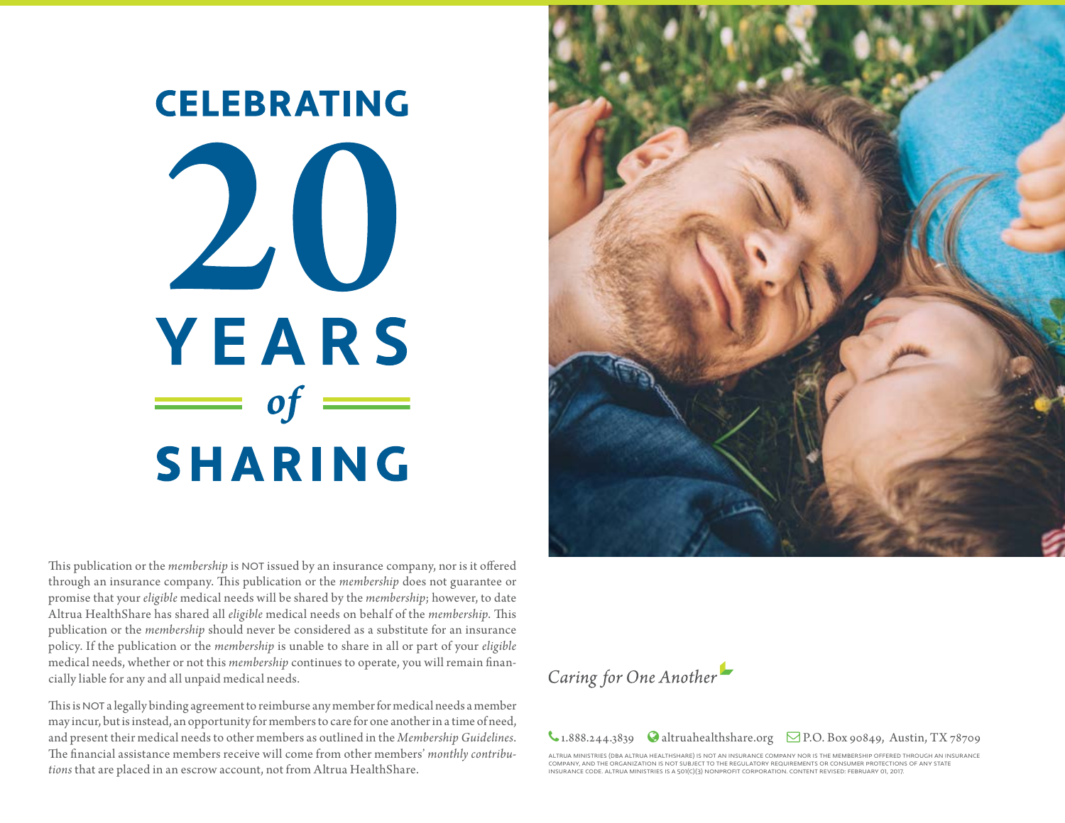# CELEBRATING 20 YEARS *of* SHARING

This publication or the *membership* is NOT issued by an insurance company, nor is it offered through an insurance company. This publication or the *membership* does not guarantee or promise that your *eligible* medical needs will be shared by the *membership*; however, to date Altrua HealthShare has shared all *eligible* medical needs on behalf of the *membership*. This publication or the *membership* should never be considered as a substitute for an insurance policy. If the publication or the *membership* is unable to share in all or part of your *eligible* medical needs, whether or not this *membership* continues to operate, you will remain financially liable for any and all unpaid medical needs.

This is NOT a legally binding agreement to reimburse any member for medical needs a member may incur, but is instead, an opportunity for members to care for one another in a time of need, and present their medical needs to other members as outlined in the *Membership Guidelines*. The financial assistance members receive will come from other members' *monthly contributions* that are placed in an escrow account, not from Altrua HealthShare.

*Caring for One Another*

1.888.244.3839 altruahealthshare.org P.O. Box 90849, Austin, TX 78709

ALTRUA MINISTRIES (DBA ALTRUA HEALTHSHARE) IS NOT AN INSURANCE COMPANY NOR IS THE MEMBERSHIP OFFERED THROUGH AN INSURANCE COMPANY, AND THE ORGANIZATION IS NOT SUBJECT TO THE REGULATORY REQUIREMENTS OR CONSUMER PROTECTIONS OF ANY STATE INSURANCE CODE. ALTRUA MINISTRIES IS A 501(C)(3) NONPROFIT CORPORATION. CONTENT REVISED: FEBRUARY 01, 2017.